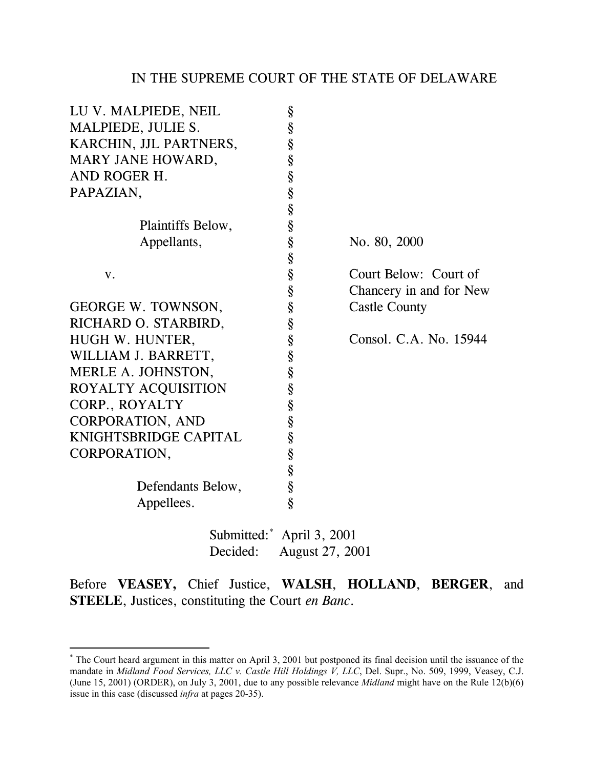IN THE SUPREME COURT OF THE STATE OF DELAWARE

| | | |
|---|---|---|
| LU V. MALPIEDE, NEIL MALPIEDE, JULIE S. KARCHIN, JJL PARTNERS, MARY JANE HOWARD, AND ROGER H. PAPAZIAN, | § | |
| Plaintiffs Below, Appellants, | § | No. 80, 2000 |
| v. | § | Court Below: Court of Chancery in and for New Castle County |
| GEORGE W. TOWNSON, RICHARD O. STARBIRD, HUGH W. HUNTER, WILLIAM J. BARRETT, MERLE A. JOHNSTON, ROYALTY ACQUISITION CORP., ROYALTY CORPORATION, AND KNIGHTSBRIDGE CAPITAL CORPORATION, | § | Consol. C.A. No. 15944 |
| Defendants Below, Appellees. | § | |

Submitted:* April 3, 2001
Decided: August 27, 2001

Before **VEASEY,** Chief Justice, **WALSH**, **HOLLAND**, **BERGER**, and **STEELE**, Justices, constituting the Court *en Banc*.

---

* The Court heard argument in this matter on April 3, 2001 but postponed its final decision until the issuance of the mandate in *Midland Food Services, LLC v. Castle Hill Holdings V, LLC*, Del. Supr., No. 509, 1999, Veasey, C.J. (June 15, 2001) (ORDER), on July 3, 2001, due to any possible relevance *Midland* might have on the Rule 12(b)(6) issue in this case (discussed *infra* at pages 20-35).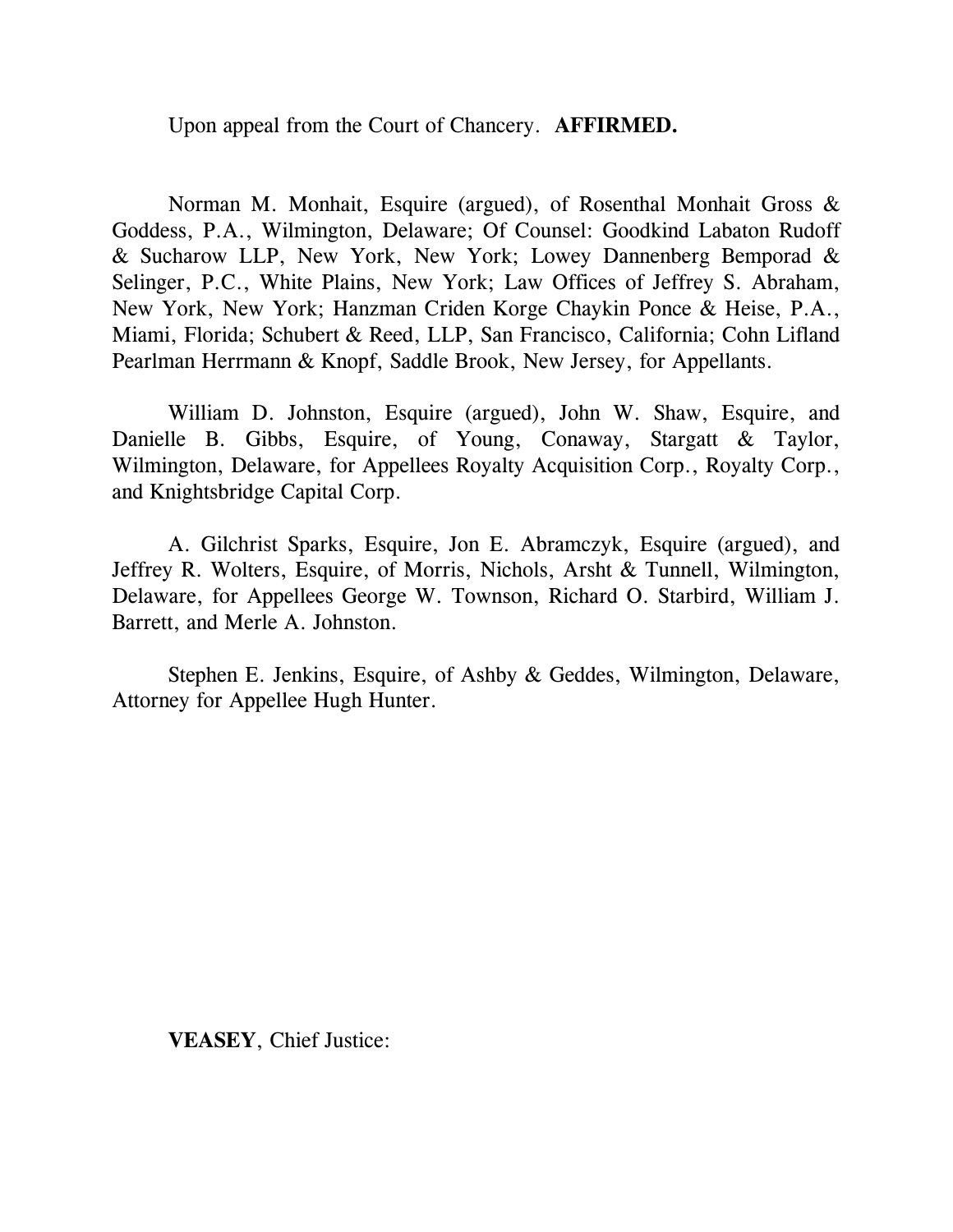Upon appeal from the Court of Chancery. **AFFIRMED.**

Norman M. Monhait, Esquire (argued), of Rosenthal Monhait Gross & Goddess, P.A., Wilmington, Delaware; Of Counsel: Goodkind Labaton Rudoff & Sucharow LLP, New York, New York; Lowey Dannenberg Bemporad & Selinger, P.C., White Plains, New York; Law Offices of Jeffrey S. Abraham, New York, New York; Hanzman Criden Korge Chaykin Ponce & Heise, P.A., Miami, Florida; Schubert & Reed, LLP, San Francisco, California; Cohn Lifland Pearlman Herrmann & Knopf, Saddle Brook, New Jersey, for Appellants.

William D. Johnston, Esquire (argued), John W. Shaw, Esquire, and Danielle B. Gibbs, Esquire, of Young, Conaway, Stargatt & Taylor, Wilmington, Delaware, for Appellees Royalty Acquisition Corp., Royalty Corp., and Knightsbridge Capital Corp.

A. Gilchrist Sparks, Esquire, Jon E. Abramczyk, Esquire (argued), and Jeffrey R. Wolters, Esquire, of Morris, Nichols, Arsht & Tunnell, Wilmington, Delaware, for Appellees George W. Townson, Richard O. Starbird, William J. Barrett, and Merle A. Johnston.

Stephen E. Jenkins, Esquire, of Ashby & Geddes, Wilmington, Delaware, Attorney for Appellee Hugh Hunter.

**VEASEY**, Chief Justice: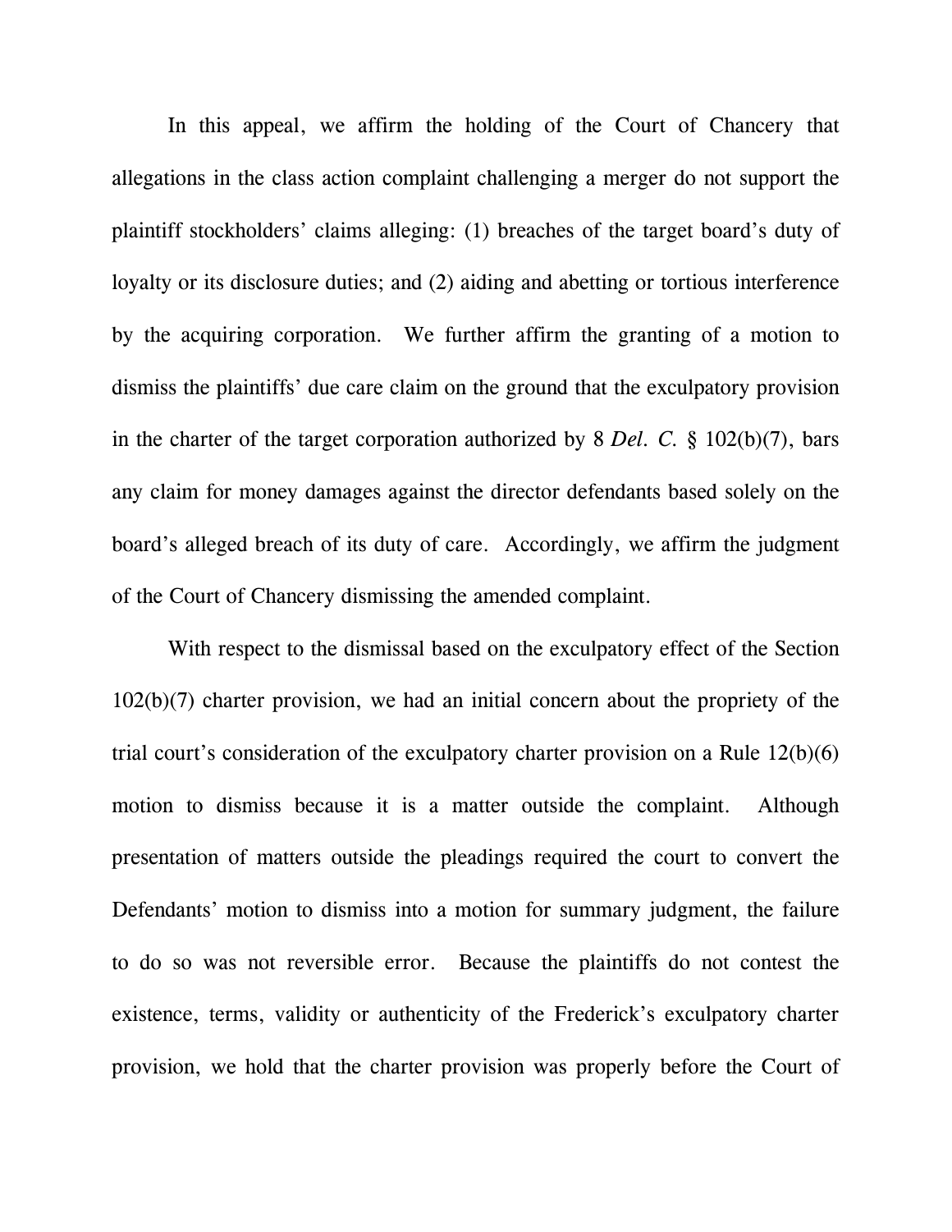In this appeal, we affirm the holding of the Court of Chancery that allegations in the class action complaint challenging a merger do not support the plaintiff stockholders' claims alleging: (1) breaches of the target board's duty of loyalty or its disclosure duties; and (2) aiding and abetting or tortious interference by the acquiring corporation. We further affirm the granting of a motion to dismiss the plaintiffs' due care claim on the ground that the exculpatory provision in the charter of the target corporation authorized by 8 *Del. C.* § 102(b)(7), bars any claim for money damages against the director defendants based solely on the board's alleged breach of its duty of care. Accordingly, we affirm the judgment of the Court of Chancery dismissing the amended complaint.

With respect to the dismissal based on the exculpatory effect of the Section 102(b)(7) charter provision, we had an initial concern about the propriety of the trial court's consideration of the exculpatory charter provision on a Rule 12(b)(6) motion to dismiss because it is a matter outside the complaint. Although presentation of matters outside the pleadings required the court to convert the Defendants' motion to dismiss into a motion for summary judgment, the failure to do so was not reversible error. Because the plaintiffs do not contest the existence, terms, validity or authenticity of the Frederick's exculpatory charter provision, we hold that the charter provision was properly before the Court of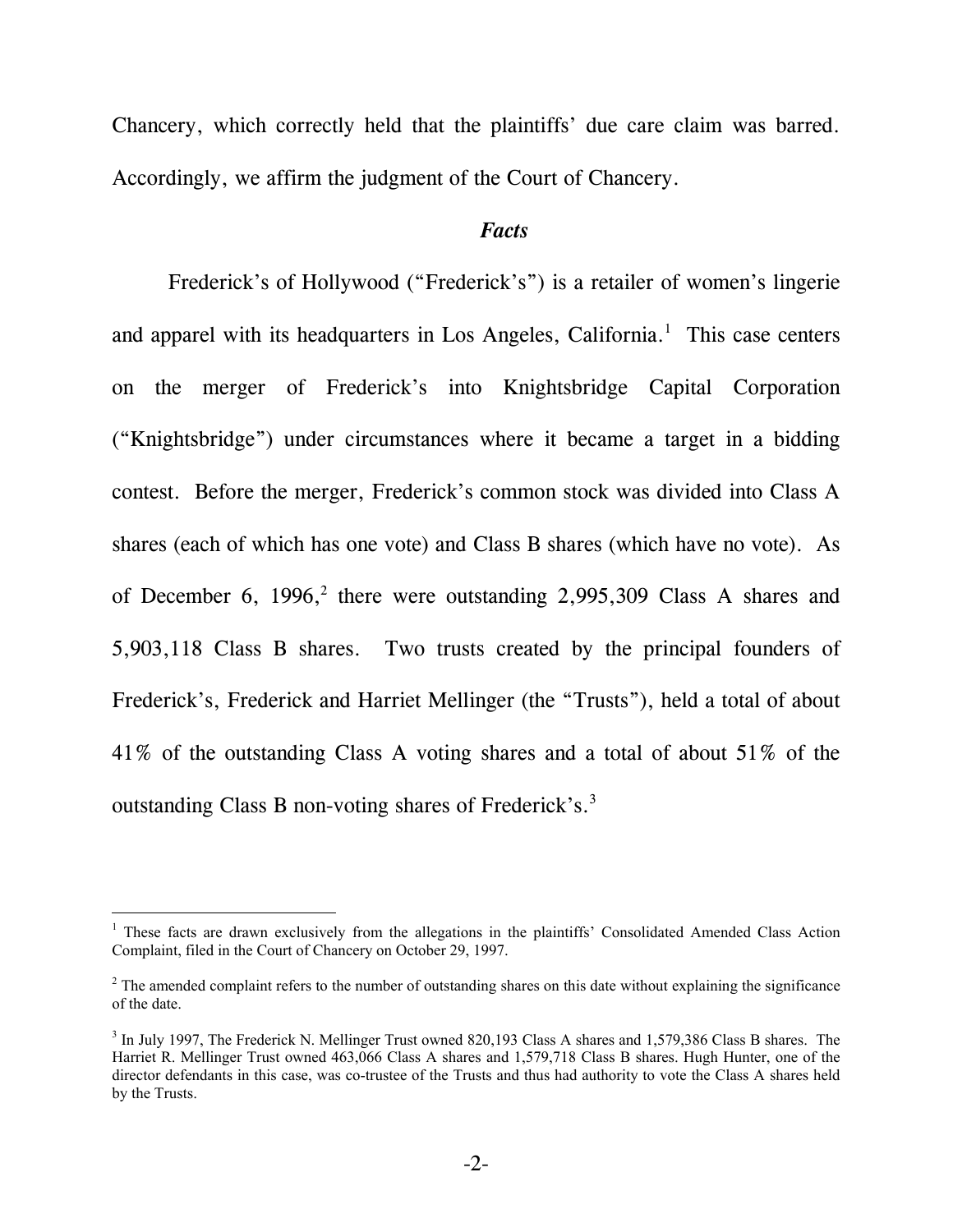Chancery, which correctly held that the plaintiffs' due care claim was barred. Accordingly, we affirm the judgment of the Court of Chancery.

### *Facts*

Frederick's of Hollywood ("Frederick's") is a retailer of women's lingerie and apparel with its headquarters in Los Angeles, California.[1] This case centers on the merger of Frederick's into Knightsbridge Capital Corporation ("Knightsbridge") under circumstances where it became a target in a bidding contest. Before the merger, Frederick's common stock was divided into Class A shares (each of which has one vote) and Class B shares (which have no vote). As of December 6, 1996,[2] there were outstanding 2,995,309 Class A shares and 5,903,118 Class B shares. Two trusts created by the principal founders of Frederick's, Frederick and Harriet Mellinger (the "Trusts"), held a total of about 41% of the outstanding Class A voting shares and a total of about 51% of the outstanding Class B non-voting shares of Frederick's.[3]

---

[1] These facts are drawn exclusively from the allegations in the plaintiffs' Consolidated Amended Class Action Complaint, filed in the Court of Chancery on October 29, 1997.

[2] The amended complaint refers to the number of outstanding shares on this date without explaining the significance of the date.

[3] In July 1997, The Frederick N. Mellinger Trust owned 820,193 Class A shares and 1,579,386 Class B shares. The Harriet R. Mellinger Trust owned 463,066 Class A shares and 1,579,718 Class B shares. Hugh Hunter, one of the director defendants in this case, was co-trustee of the Trusts and thus had authority to vote the Class A shares held by the Trusts.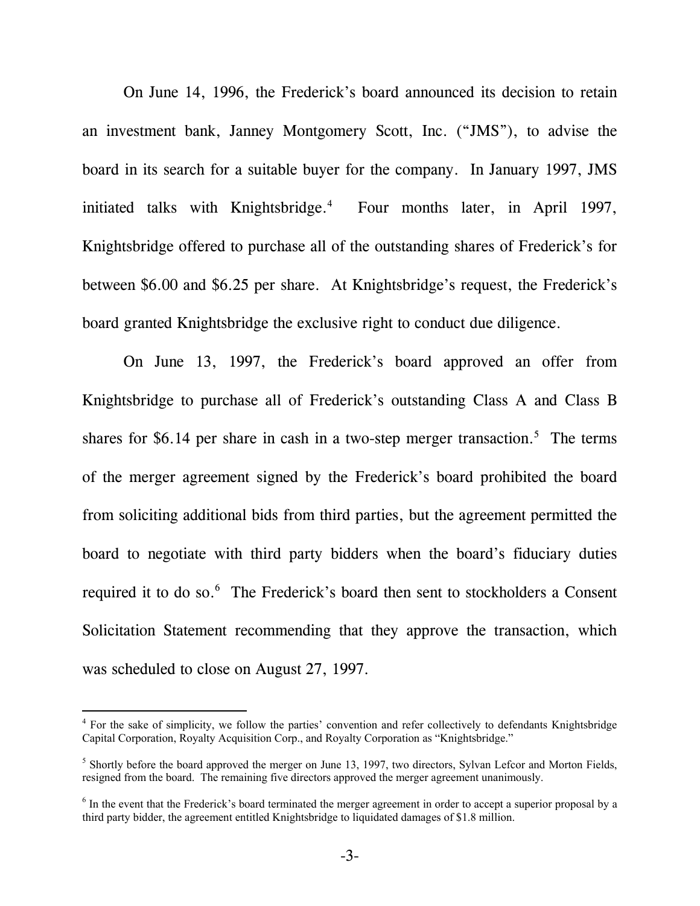On June 14, 1996, the Frederick's board announced its decision to retain an investment bank, Janney Montgomery Scott, Inc. ("JMS"), to advise the board in its search for a suitable buyer for the company. In January 1997, JMS initiated talks with Knightsbridge.[4] Four months later, in April 1997, Knightsbridge offered to purchase all of the outstanding shares of Frederick's for between $6.00 and $6.25 per share. At Knightsbridge's request, the Frederick's board granted Knightsbridge the exclusive right to conduct due diligence.

On June 13, 1997, the Frederick's board approved an offer from Knightsbridge to purchase all of Frederick's outstanding Class A and Class B shares for $6.14 per share in cash in a two-step merger transaction.[5] The terms of the merger agreement signed by the Frederick's board prohibited the board from soliciting additional bids from third parties, but the agreement permitted the board to negotiate with third party bidders when the board's fiduciary duties required it to do so.[6] The Frederick's board then sent to stockholders a Consent Solicitation Statement recommending that they approve the transaction, which was scheduled to close on August 27, 1997.

---

[4] For the sake of simplicity, we follow the parties' convention and refer collectively to defendants Knightsbridge Capital Corporation, Royalty Acquisition Corp., and Royalty Corporation as "Knightsbridge."

[5] Shortly before the board approved the merger on June 13, 1997, two directors, Sylvan Lefcor and Morton Fields, resigned from the board. The remaining five directors approved the merger agreement unanimously.

[6] In the event that the Frederick's board terminated the merger agreement in order to accept a superior proposal by a third party bidder, the agreement entitled Knightsbridge to liquidated damages of $1.8 million.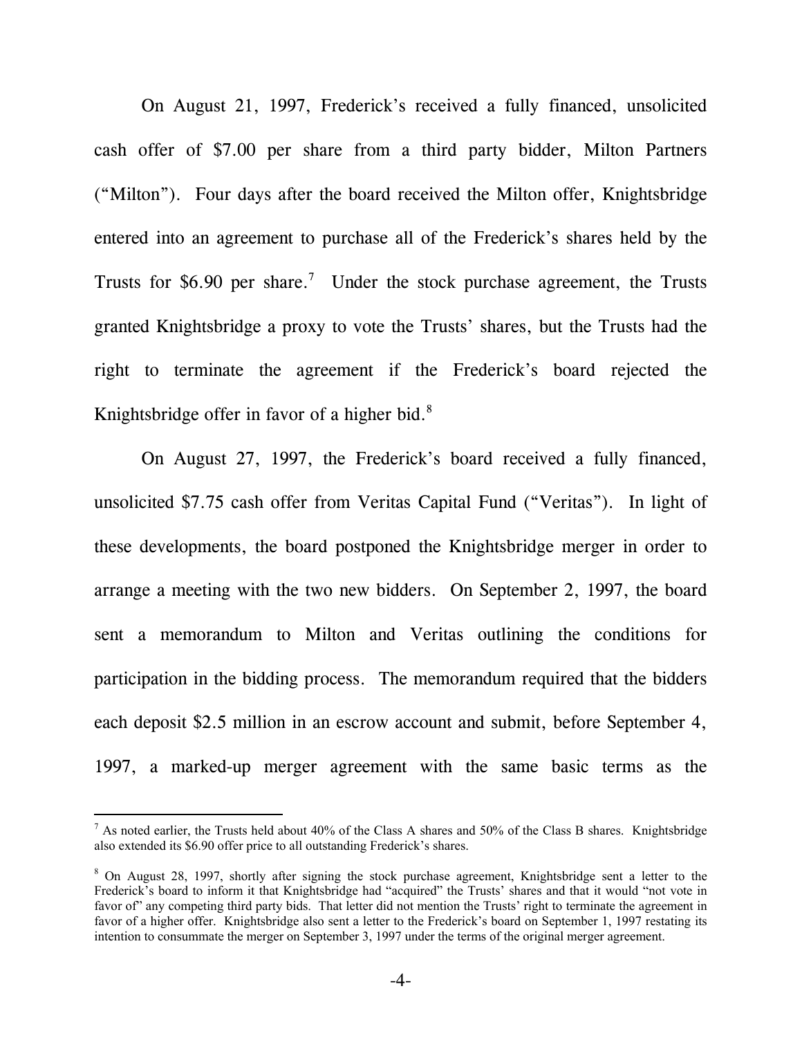On August 21, 1997, Frederick's received a fully financed, unsolicited cash offer of $7.00 per share from a third party bidder, Milton Partners ("Milton"). Four days after the board received the Milton offer, Knightsbridge entered into an agreement to purchase all of the Frederick's shares held by the Trusts for $6.90 per share.[7] Under the stock purchase agreement, the Trusts granted Knightsbridge a proxy to vote the Trusts' shares, but the Trusts had the right to terminate the agreement if the Frederick's board rejected the Knightsbridge offer in favor of a higher bid.[8]

On August 27, 1997, the Frederick's board received a fully financed, unsolicited $7.75 cash offer from Veritas Capital Fund ("Veritas"). In light of these developments, the board postponed the Knightsbridge merger in order to arrange a meeting with the two new bidders. On September 2, 1997, the board sent a memorandum to Milton and Veritas outlining the conditions for participation in the bidding process. The memorandum required that the bidders each deposit $2.5 million in an escrow account and submit, before September 4, 1997, a marked-up merger agreement with the same basic terms as the

---

[7] As noted earlier, the Trusts held about 40% of the Class A shares and 50% of the Class B shares. Knightsbridge also extended its $6.90 offer price to all outstanding Frederick's shares.

[8] On August 28, 1997, shortly after signing the stock purchase agreement, Knightsbridge sent a letter to the Frederick's board to inform it that Knightsbridge had "acquired" the Trusts' shares and that it would "not vote in favor of" any competing third party bids. That letter did not mention the Trusts' right to terminate the agreement in favor of a higher offer. Knightsbridge also sent a letter to the Frederick's board on September 1, 1997 restating its intention to consummate the merger on September 3, 1997 under the terms of the original merger agreement.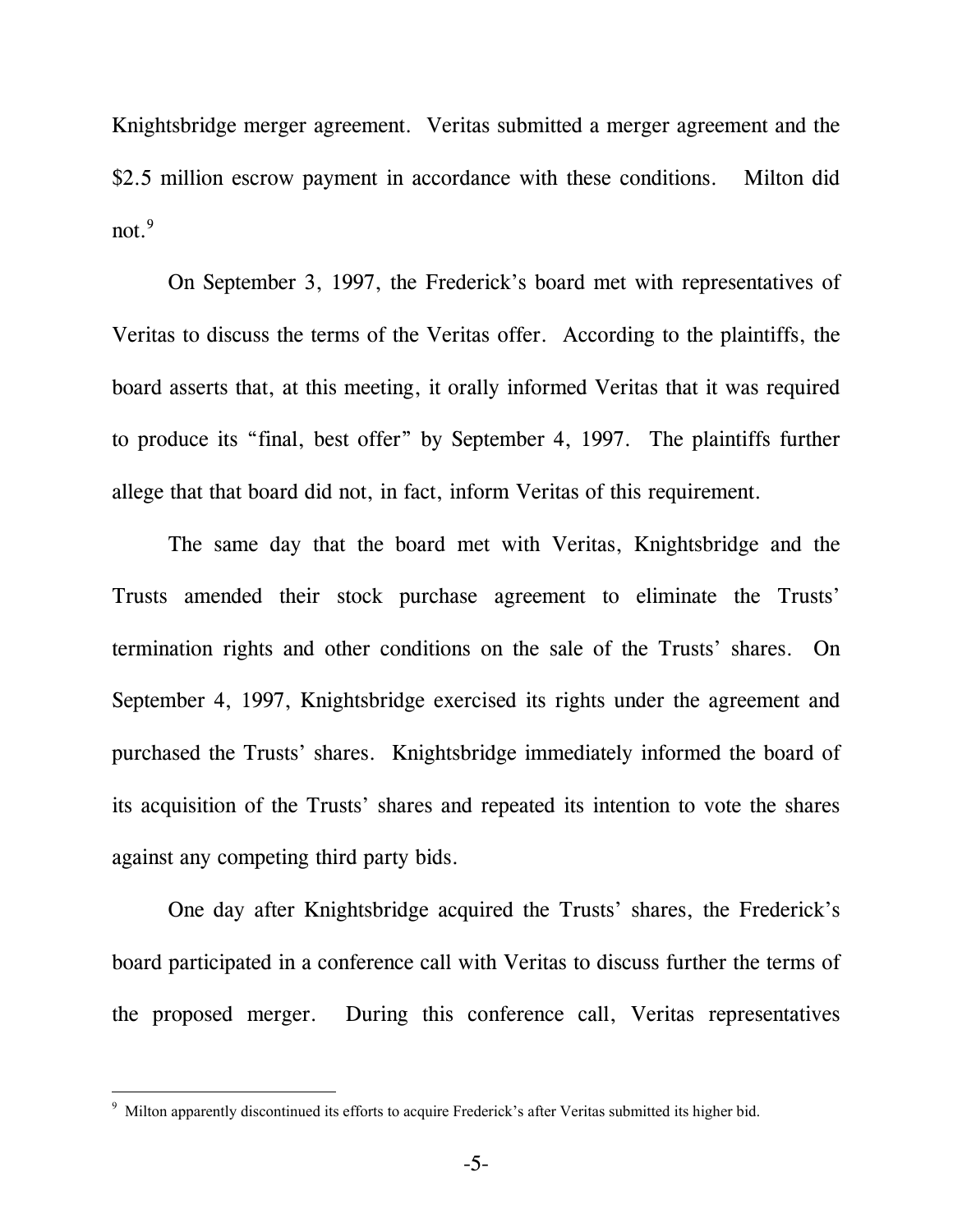Knightsbridge merger agreement. Veritas submitted a merger agreement and the $2.5 million escrow payment in accordance with these conditions. Milton did not.[9]

On September 3, 1997, the Frederick's board met with representatives of Veritas to discuss the terms of the Veritas offer. According to the plaintiffs, the board asserts that, at this meeting, it orally informed Veritas that it was required to produce its "final, best offer" by September 4, 1997. The plaintiffs further allege that that board did not, in fact, inform Veritas of this requirement.

The same day that the board met with Veritas, Knightsbridge and the Trusts amended their stock purchase agreement to eliminate the Trusts' termination rights and other conditions on the sale of the Trusts' shares. On September 4, 1997, Knightsbridge exercised its rights under the agreement and purchased the Trusts' shares. Knightsbridge immediately informed the board of its acquisition of the Trusts' shares and repeated its intention to vote the shares against any competing third party bids.

One day after Knightsbridge acquired the Trusts' shares, the Frederick's board participated in a conference call with Veritas to discuss further the terms of the proposed merger. During this conference call, Veritas representatives

[9] Milton apparently discontinued its efforts to acquire Frederick's after Veritas submitted its higher bid.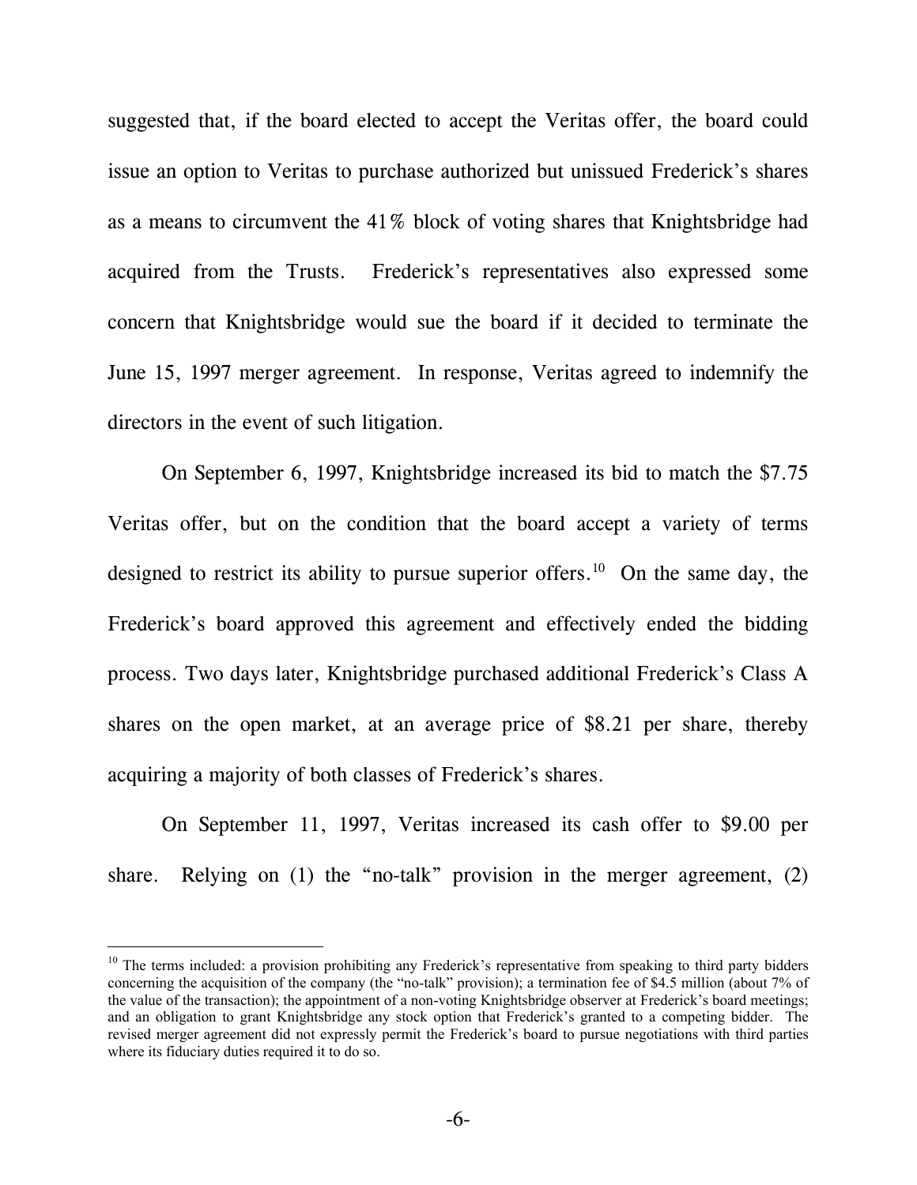suggested that, if the board elected to accept the Veritas offer, the board could issue an option to Veritas to purchase authorized but unissued Frederick's shares as a means to circumvent the 41% block of voting shares that Knightsbridge had acquired from the Trusts. Frederick's representatives also expressed some concern that Knightsbridge would sue the board if it decided to terminate the June 15, 1997 merger agreement. In response, Veritas agreed to indemnify the directors in the event of such litigation.

On September 6, 1997, Knightsbridge increased its bid to match the $7.75 Veritas offer, but on the condition that the board accept a variety of terms designed to restrict its ability to pursue superior offers.[10] On the same day, the Frederick's board approved this agreement and effectively ended the bidding process. Two days later, Knightsbridge purchased additional Frederick's Class A shares on the open market, at an average price of $8.21 per share, thereby acquiring a majority of both classes of Frederick's shares.

On September 11, 1997, Veritas increased its cash offer to $9.00 per share. Relying on (1) the "no-talk" provision in the merger agreement, (2)

[10] The terms included: a provision prohibiting any Frederick's representative from speaking to third party bidders concerning the acquisition of the company (the "no-talk" provision); a termination fee of $4.5 million (about 7% of the value of the transaction); the appointment of a non-voting Knightsbridge observer at Frederick's board meetings; and an obligation to grant Knightsbridge any stock option that Frederick's granted to a competing bidder. The revised merger agreement did not expressly permit the Frederick's board to pursue negotiations with third parties where its fiduciary duties required it to do so.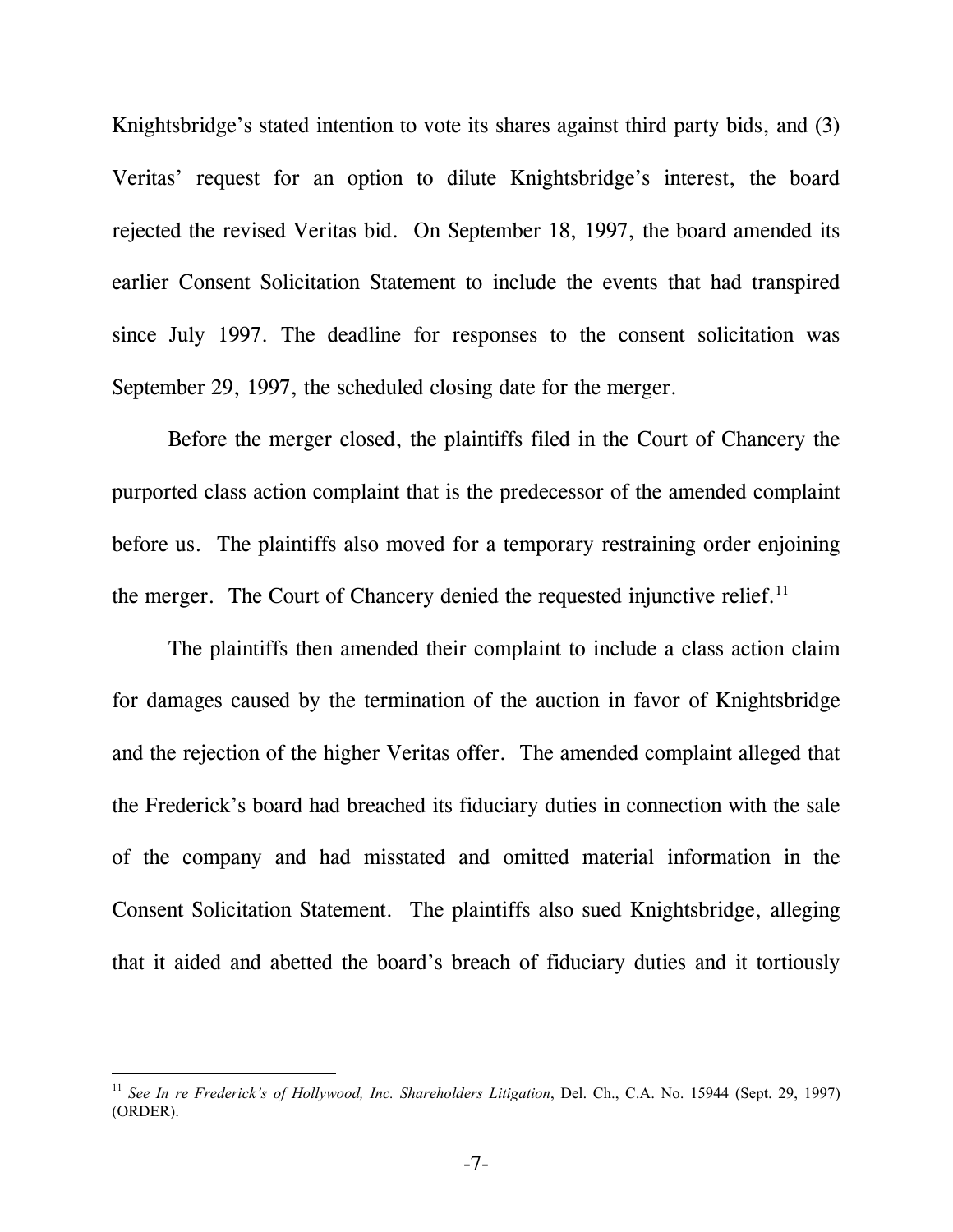Knightsbridge's stated intention to vote its shares against third party bids, and (3) Veritas' request for an option to dilute Knightsbridge's interest, the board rejected the revised Veritas bid. On September 18, 1997, the board amended its earlier Consent Solicitation Statement to include the events that had transpired since July 1997. The deadline for responses to the consent solicitation was September 29, 1997, the scheduled closing date for the merger.

Before the merger closed, the plaintiffs filed in the Court of Chancery the purported class action complaint that is the predecessor of the amended complaint before us. The plaintiffs also moved for a temporary restraining order enjoining the merger. The Court of Chancery denied the requested injunctive relief.[11]

The plaintiffs then amended their complaint to include a class action claim for damages caused by the termination of the auction in favor of Knightsbridge and the rejection of the higher Veritas offer. The amended complaint alleged that the Frederick's board had breached its fiduciary duties in connection with the sale of the company and had misstated and omitted material information in the Consent Solicitation Statement. The plaintiffs also sued Knightsbridge, alleging that it aided and abetted the board's breach of fiduciary duties and it tortiously

---

[11] *See In re Frederick's of Hollywood, Inc. Shareholders Litigation*, Del. Ch., C.A. No. 15944 (Sept. 29, 1997) (ORDER).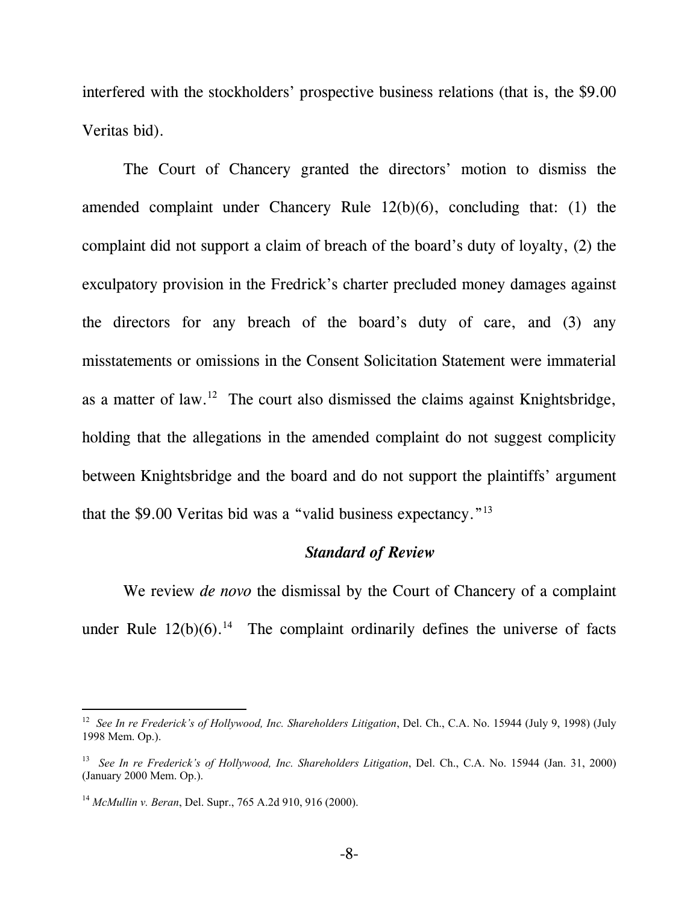interfered with the stockholders' prospective business relations (that is, the $9.00 Veritas bid).

The Court of Chancery granted the directors' motion to dismiss the amended complaint under Chancery Rule 12(b)(6), concluding that: (1) the complaint did not support a claim of breach of the board's duty of loyalty, (2) the exculpatory provision in the Fredrick's charter precluded money damages against the directors for any breach of the board's duty of care, and (3) any misstatements or omissions in the Consent Solicitation Statement were immaterial as a matter of law.[12] The court also dismissed the claims against Knightsbridge, holding that the allegations in the amended complaint do not suggest complicity between Knightsbridge and the board and do not support the plaintiffs' argument that the $9.00 Veritas bid was a "valid business expectancy."[13]

### *Standard of Review*

We review *de novo* the dismissal by the Court of Chancery of a complaint under Rule 12(b)(6).[14] The complaint ordinarily defines the universe of facts

---

[12] *See In re Frederick's of Hollywood, Inc. Shareholders Litigation*, Del. Ch., C.A. No. 15944 (July 9, 1998) (July 1998 Mem. Op.).

[13] *See In re Frederick's of Hollywood, Inc. Shareholders Litigation*, Del. Ch., C.A. No. 15944 (Jan. 31, 2000) (January 2000 Mem. Op.).

[14] *McMullin v. Beran*, Del. Supr., 765 A.2d 910, 916 (2000).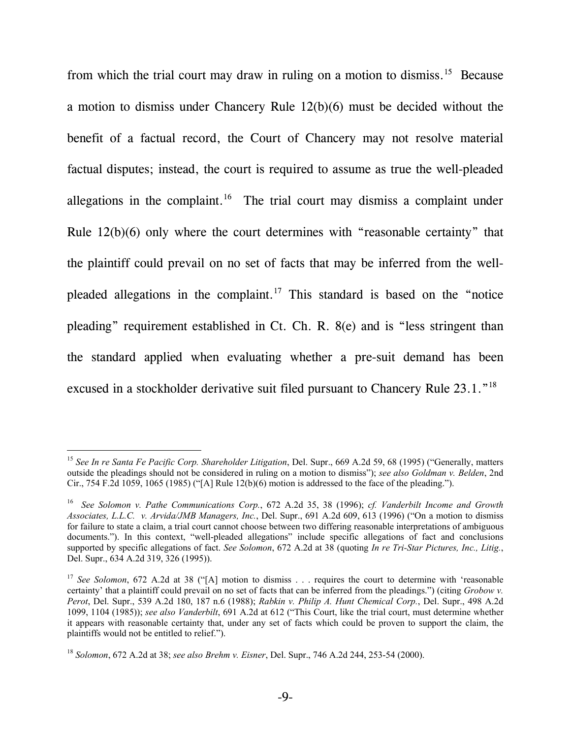from which the trial court may draw in ruling on a motion to dismiss.[15] Because a motion to dismiss under Chancery Rule 12(b)(6) must be decided without the benefit of a factual record, the Court of Chancery may not resolve material factual disputes; instead, the court is required to assume as true the well-pleaded allegations in the complaint.[16] The trial court may dismiss a complaint under Rule 12(b)(6) only where the court determines with "reasonable certainty" that the plaintiff could prevail on no set of facts that may be inferred from the well-pleaded allegations in the complaint.[17] This standard is based on the "notice pleading" requirement established in Ct. Ch. R. 8(e) and is "less stringent than the standard applied when evaluating whether a pre-suit demand has been excused in a stockholder derivative suit filed pursuant to Chancery Rule 23.1."[18]

---

[15] *See In re Santa Fe Pacific Corp. Shareholder Litigation*, Del. Supr., 669 A.2d 59, 68 (1995) ("Generally, matters outside the pleadings should not be considered in ruling on a motion to dismiss"); *see also Goldman v. Belden*, 2nd Cir., 754 F.2d 1059, 1065 (1985) ("[A] Rule 12(b)(6) motion is addressed to the face of the pleading.").

[16] *See Solomon v. Pathe Communications Corp.*, 672 A.2d 35, 38 (1996); *cf. Vanderbilt Income and Growth Associates, L.L.C. v. Arvida/JMB Managers, Inc.*, Del. Supr., 691 A.2d 609, 613 (1996) ("On a motion to dismiss for failure to state a claim, a trial court cannot choose between two differing reasonable interpretations of ambiguous documents."). In this context, "well-pleaded allegations" include specific allegations of fact and conclusions supported by specific allegations of fact. *See Solomon*, 672 A.2d at 38 (quoting *In re Tri-Star Pictures, Inc., Litig.*, Del. Supr., 634 A.2d 319, 326 (1995)).

[17] *See Solomon*, 672 A.2d at 38 ("[A] motion to dismiss . . . requires the court to determine with 'reasonable certainty' that a plaintiff could prevail on no set of facts that can be inferred from the pleadings.") (citing *Grobow v. Perot*, Del. Supr., 539 A.2d 180, 187 n.6 (1988); *Rabkin v. Philip A. Hunt Chemical Corp.*, Del. Supr., 498 A.2d 1099, 1104 (1985)); *see also Vanderbilt*, 691 A.2d at 612 ("This Court, like the trial court, must determine whether it appears with reasonable certainty that, under any set of facts which could be proven to support the claim, the plaintiffs would not be entitled to relief.").

[18] *Solomon*, 672 A.2d at 38; *see also Brehm v. Eisner*, Del. Supr., 746 A.2d 244, 253-54 (2000).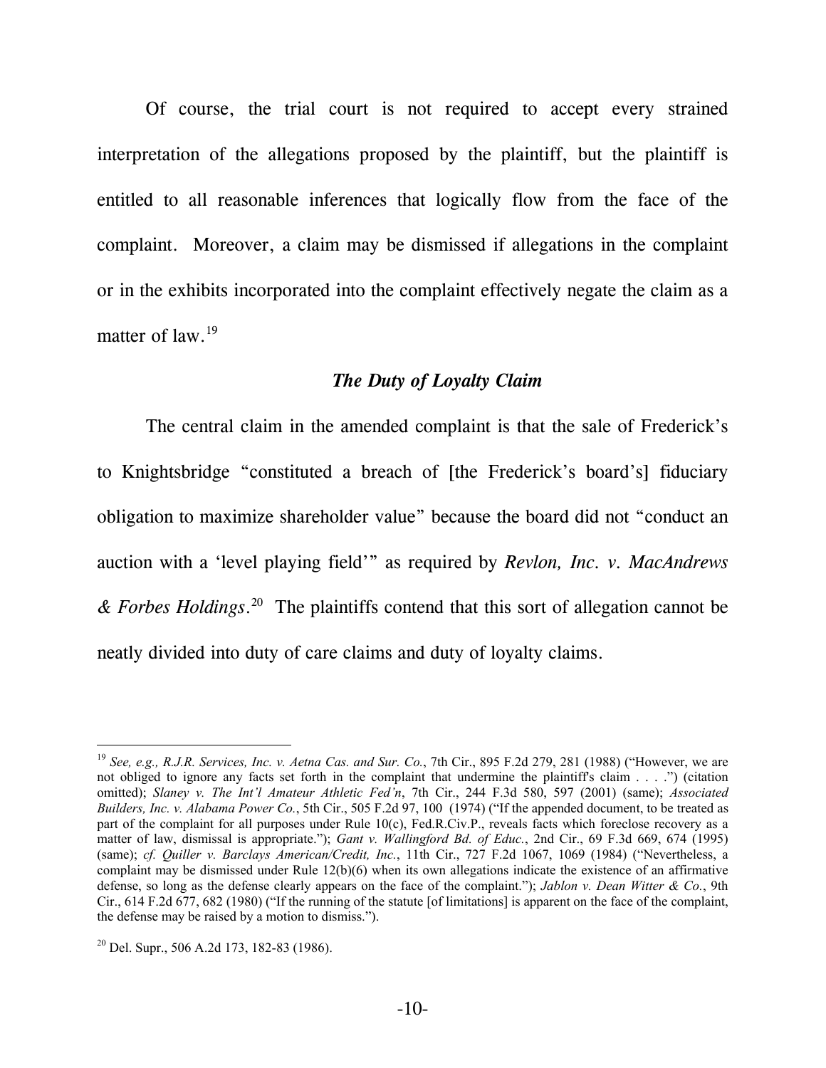Of course, the trial court is not required to accept every strained interpretation of the allegations proposed by the plaintiff, but the plaintiff is entitled to all reasonable inferences that logically flow from the face of the complaint. Moreover, a claim may be dismissed if allegations in the complaint or in the exhibits incorporated into the complaint effectively negate the claim as a matter of law.[19]

### *The Duty of Loyalty Claim*

The central claim in the amended complaint is that the sale of Frederick's to Knightsbridge "constituted a breach of [the Frederick's board's] fiduciary obligation to maximize shareholder value" because the board did not "conduct an auction with a 'level playing field'" as required by *Revlon, Inc. v. MacAndrews & Forbes Holdings*.[20] The plaintiffs contend that this sort of allegation cannot be neatly divided into duty of care claims and duty of loyalty claims.

---

[19] *See, e.g., R.J.R. Services, Inc. v. Aetna Cas. and Sur. Co.*, 7th Cir., 895 F.2d 279, 281 (1988) ("However, we are not obliged to ignore any facts set forth in the complaint that undermine the plaintiff's claim . . . .") (citation omitted); *Slaney v. The Int'l Amateur Athletic Fed'n*, 7th Cir., 244 F.3d 580, 597 (2001) (same); *Associated Builders, Inc. v. Alabama Power Co.*, 5th Cir., 505 F.2d 97, 100 (1974) ("If the appended document, to be treated as part of the complaint for all purposes under Rule 10(c), Fed.R.Civ.P., reveals facts which foreclose recovery as a matter of law, dismissal is appropriate."); *Gant v. Wallingford Bd. of Educ.*, 2nd Cir., 69 F.3d 669, 674 (1995) (same); *cf. Quiller v. Barclays American/Credit, Inc.*, 11th Cir., 727 F.2d 1067, 1069 (1984) ("Nevertheless, a complaint may be dismissed under Rule 12(b)(6) when its own allegations indicate the existence of an affirmative defense, so long as the defense clearly appears on the face of the complaint."); *Jablon v. Dean Witter & Co.*, 9th Cir., 614 F.2d 677, 682 (1980) ("If the running of the statute [of limitations] is apparent on the face of the complaint, the defense may be raised by a motion to dismiss.").

[20] Del. Supr., 506 A.2d 173, 182-83 (1986).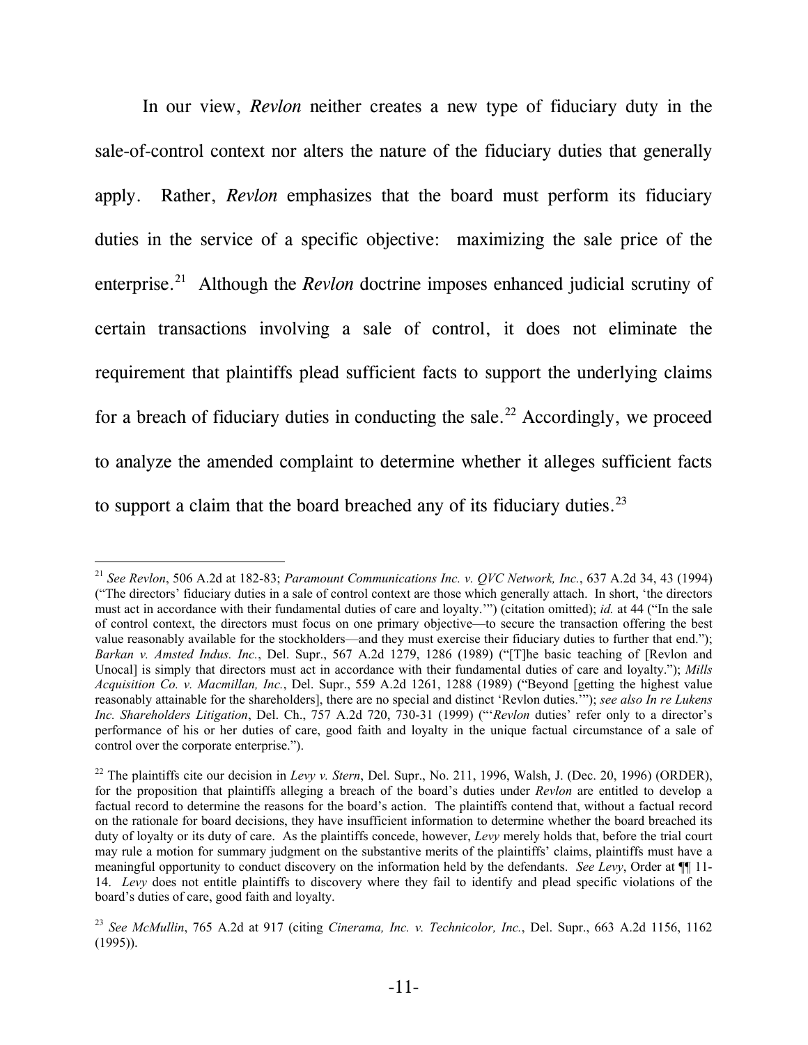In our view, *Revlon* neither creates a new type of fiduciary duty in the sale-of-control context nor alters the nature of the fiduciary duties that generally apply. Rather, *Revlon* emphasizes that the board must perform its fiduciary duties in the service of a specific objective: maximizing the sale price of the enterprise.[21] Although the *Revlon* doctrine imposes enhanced judicial scrutiny of certain transactions involving a sale of control, it does not eliminate the requirement that plaintiffs plead sufficient facts to support the underlying claims for a breach of fiduciary duties in conducting the sale.[22] Accordingly, we proceed to analyze the amended complaint to determine whether it alleges sufficient facts to support a claim that the board breached any of its fiduciary duties.[23]

---

[21] *See Revlon*, 506 A.2d at 182-83; *Paramount Communications Inc. v. QVC Network, Inc.*, 637 A.2d 34, 43 (1994) ("The directors' fiduciary duties in a sale of control context are those which generally attach. In short, 'the directors must act in accordance with their fundamental duties of care and loyalty.'") (citation omitted); *id.* at 44 ("In the sale of control context, the directors must focus on one primary objective—to secure the transaction offering the best value reasonably available for the stockholders—and they must exercise their fiduciary duties to further that end."); *Barkan v. Amsted Indus. Inc.*, Del. Supr., 567 A.2d 1279, 1286 (1989) ("[T]he basic teaching of [Revlon and Unocal] is simply that directors must act in accordance with their fundamental duties of care and loyalty."); *Mills Acquisition Co. v. Macmillan, Inc.*, Del. Supr., 559 A.2d 1261, 1288 (1989) ("Beyond [getting the highest value reasonably attainable for the shareholders], there are no special and distinct 'Revlon duties.'"); *see also In re Lukens Inc. Shareholders Litigation*, Del. Ch., 757 A.2d 720, 730-31 (1999) ("'*Revlon* duties' refer only to a director's performance of his or her duties of care, good faith and loyalty in the unique factual circumstance of a sale of control over the corporate enterprise.").

[22] The plaintiffs cite our decision in *Levy v. Stern*, Del. Supr., No. 211, 1996, Walsh, J. (Dec. 20, 1996) (ORDER), for the proposition that plaintiffs alleging a breach of the board's duties under *Revlon* are entitled to develop a factual record to determine the reasons for the board's action. The plaintiffs contend that, without a factual record on the rationale for board decisions, they have insufficient information to determine whether the board breached its duty of loyalty or its duty of care. As the plaintiffs concede, however, *Levy* merely holds that, before the trial court may rule a motion for summary judgment on the substantive merits of the plaintiffs' claims, plaintiffs must have a meaningful opportunity to conduct discovery on the information held by the defendants. *See Levy*, Order at ¶¶ 11-14. *Levy* does not entitle plaintiffs to discovery where they fail to identify and plead specific violations of the board's duties of care, good faith and loyalty.

[23] *See McMullin*, 765 A.2d at 917 (citing *Cinerama, Inc. v. Technicolor, Inc.*, Del. Supr., 663 A.2d 1156, 1162 (1995)).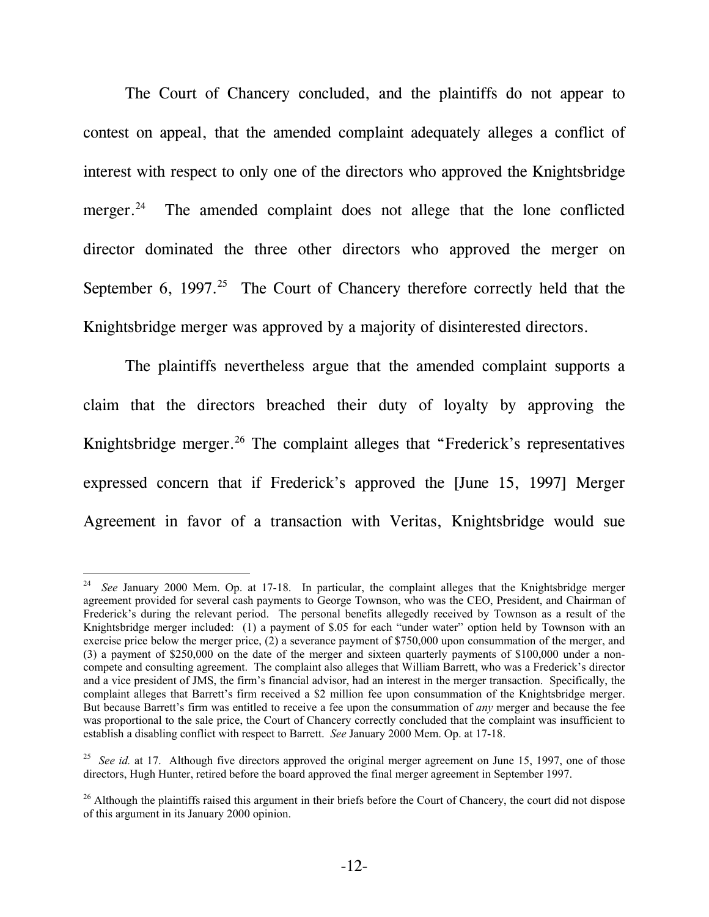The Court of Chancery concluded, and the plaintiffs do not appear to contest on appeal, that the amended complaint adequately alleges a conflict of interest with respect to only one of the directors who approved the Knightsbridge merger.[24] The amended complaint does not allege that the lone conflicted director dominated the three other directors who approved the merger on September 6, 1997.[25] The Court of Chancery therefore correctly held that the Knightsbridge merger was approved by a majority of disinterested directors.

The plaintiffs nevertheless argue that the amended complaint supports a claim that the directors breached their duty of loyalty by approving the Knightsbridge merger.[26] The complaint alleges that "Frederick's representatives expressed concern that if Frederick's approved the [June 15, 1997] Merger Agreement in favor of a transaction with Veritas, Knightsbridge would sue

---

[24] *See* January 2000 Mem. Op. at 17-18. In particular, the complaint alleges that the Knightsbridge merger agreement provided for several cash payments to George Townson, who was the CEO, President, and Chairman of Frederick's during the relevant period. The personal benefits allegedly received by Townson as a result of the Knightsbridge merger included: (1) a payment of $.05 for each "under water" option held by Townson with an exercise price below the merger price, (2) a severance payment of $750,000 upon consummation of the merger, and (3) a payment of $250,000 on the date of the merger and sixteen quarterly payments of $100,000 under a non-compete and consulting agreement. The complaint also alleges that William Barrett, who was a Frederick's director and a vice president of JMS, the firm's financial advisor, had an interest in the merger transaction. Specifically, the complaint alleges that Barrett's firm received a $2 million fee upon consummation of the Knightsbridge merger. But because Barrett's firm was entitled to receive a fee upon the consummation of *any* merger and because the fee was proportional to the sale price, the Court of Chancery correctly concluded that the complaint was insufficient to establish a disabling conflict with respect to Barrett. *See* January 2000 Mem. Op. at 17-18.

[25] *See id.* at 17. Although five directors approved the original merger agreement on June 15, 1997, one of those directors, Hugh Hunter, retired before the board approved the final merger agreement in September 1997.

[26] Although the plaintiffs raised this argument in their briefs before the Court of Chancery, the court did not dispose of this argument in its January 2000 opinion.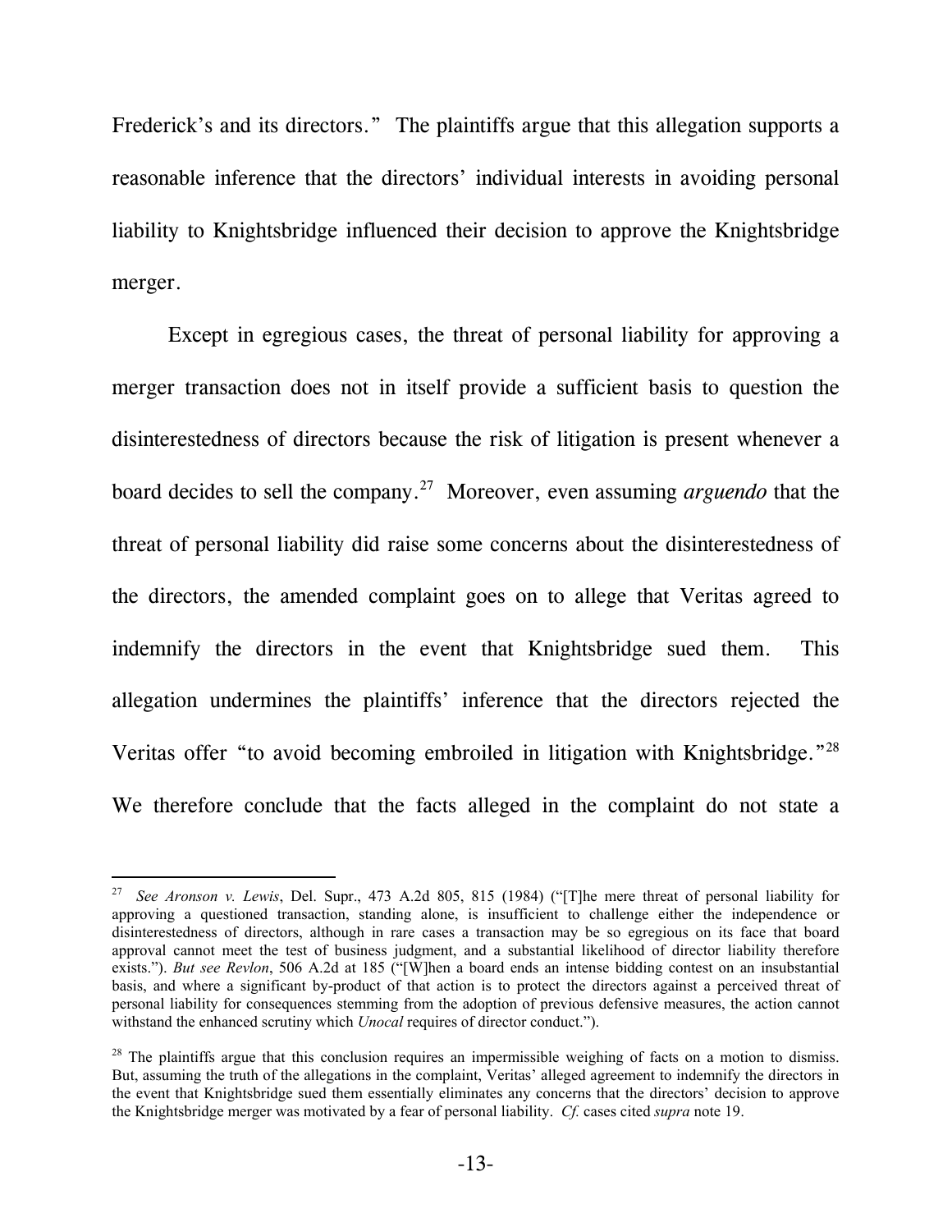Frederick's and its directors." The plaintiffs argue that this allegation supports a reasonable inference that the directors' individual interests in avoiding personal liability to Knightsbridge influenced their decision to approve the Knightsbridge merger.

Except in egregious cases, the threat of personal liability for approving a merger transaction does not in itself provide a sufficient basis to question the disinterestedness of directors because the risk of litigation is present whenever a board decides to sell the company.[27] Moreover, even assuming *arguendo* that the threat of personal liability did raise some concerns about the disinterestedness of the directors, the amended complaint goes on to allege that Veritas agreed to indemnify the directors in the event that Knightsbridge sued them. This allegation undermines the plaintiffs' inference that the directors rejected the Veritas offer "to avoid becoming embroiled in litigation with Knightsbridge."[28] We therefore conclude that the facts alleged in the complaint do not state a

---

[27] *See Aronson v. Lewis*, Del. Supr., 473 A.2d 805, 815 (1984) ("[T]he mere threat of personal liability for approving a questioned transaction, standing alone, is insufficient to challenge either the independence or disinterestedness of directors, although in rare cases a transaction may be so egregious on its face that board approval cannot meet the test of business judgment, and a substantial likelihood of director liability therefore exists."). *But see Revlon*, 506 A.2d at 185 ("[W]hen a board ends an intense bidding contest on an insubstantial basis, and where a significant by-product of that action is to protect the directors against a perceived threat of personal liability for consequences stemming from the adoption of previous defensive measures, the action cannot withstand the enhanced scrutiny which *Unocal* requires of director conduct.").

[28] The plaintiffs argue that this conclusion requires an impermissible weighing of facts on a motion to dismiss. But, assuming the truth of the allegations in the complaint, Veritas' alleged agreement to indemnify the directors in the event that Knightsbridge sued them essentially eliminates any concerns that the directors' decision to approve the Knightsbridge merger was motivated by a fear of personal liability. *Cf.* cases cited *supra* note 19.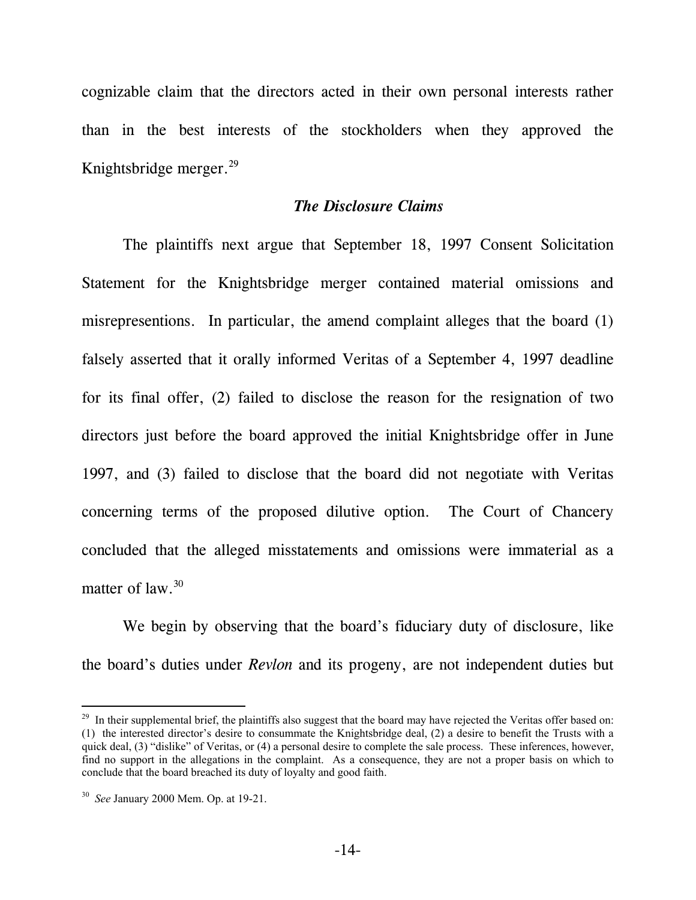cognizable claim that the directors acted in their own personal interests rather than in the best interests of the stockholders when they approved the Knightsbridge merger.[29]

### *The Disclosure Claims*

The plaintiffs next argue that September 18, 1997 Consent Solicitation Statement for the Knightsbridge merger contained material omissions and misrepresentions. In particular, the amend complaint alleges that the board (1) falsely asserted that it orally informed Veritas of a September 4, 1997 deadline for its final offer, (2) failed to disclose the reason for the resignation of two directors just before the board approved the initial Knightsbridge offer in June 1997, and (3) failed to disclose that the board did not negotiate with Veritas concerning terms of the proposed dilutive option. The Court of Chancery concluded that the alleged misstatements and omissions were immaterial as a matter of law.[30]

We begin by observing that the board's fiduciary duty of disclosure, like the board's duties under *Revlon* and its progeny, are not independent duties but

---

[29] In their supplemental brief, the plaintiffs also suggest that the board may have rejected the Veritas offer based on: (1) the interested director's desire to consummate the Knightsbridge deal, (2) a desire to benefit the Trusts with a quick deal, (3) "dislike" of Veritas, or (4) a personal desire to complete the sale process. These inferences, however, find no support in the allegations in the complaint. As a consequence, they are not a proper basis on which to conclude that the board breached its duty of loyalty and good faith.

[30] *See* January 2000 Mem. Op. at 19-21.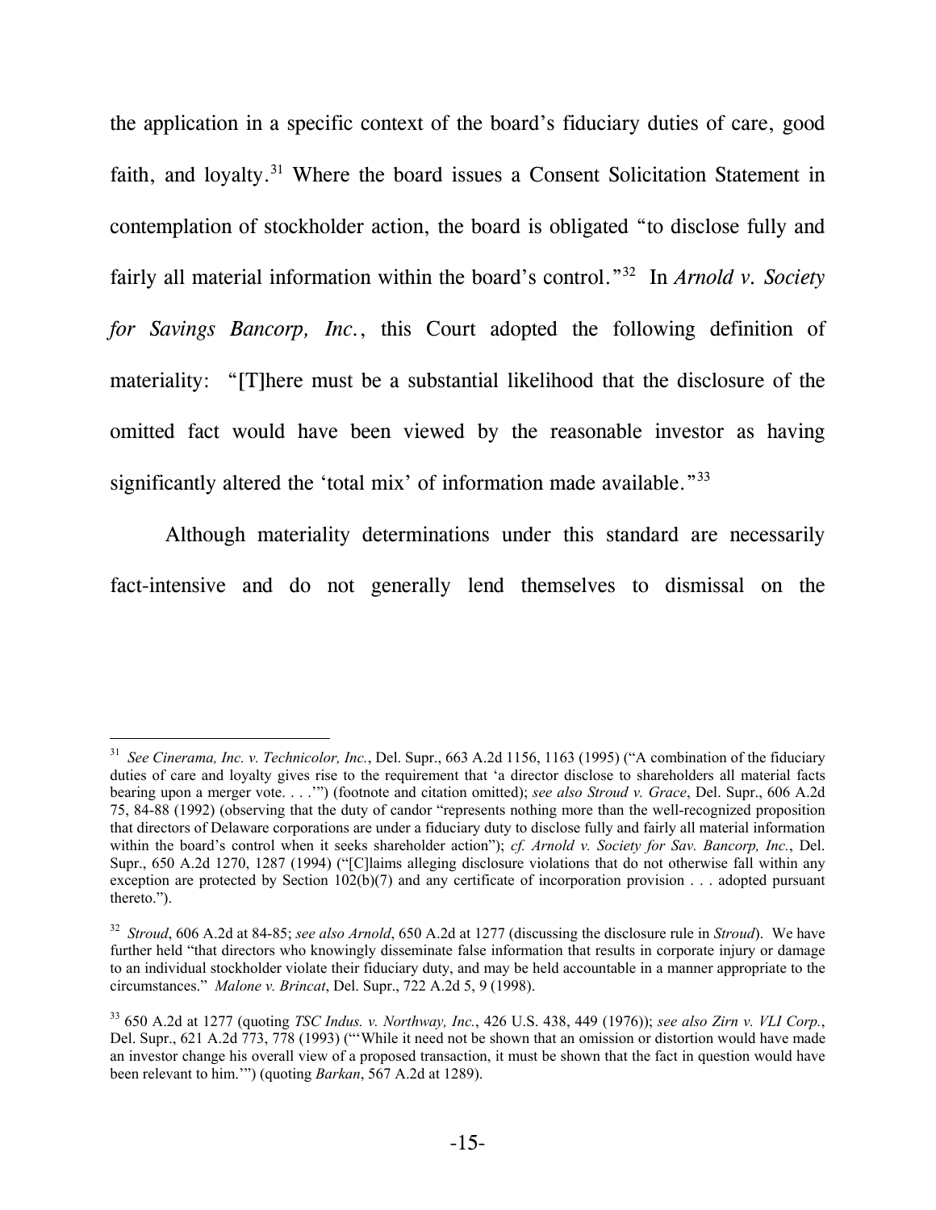the application in a specific context of the board's fiduciary duties of care, good faith, and loyalty.[31] Where the board issues a Consent Solicitation Statement in contemplation of stockholder action, the board is obligated "to disclose fully and fairly all material information within the board's control."[32] In *Arnold v. Society for Savings Bancorp, Inc.*, this Court adopted the following definition of materiality: "[T]here must be a substantial likelihood that the disclosure of the omitted fact would have been viewed by the reasonable investor as having significantly altered the 'total mix' of information made available."[33]

Although materiality determinations under this standard are necessarily fact-intensive and do not generally lend themselves to dismissal on the

---

[31] *See Cinerama, Inc. v. Technicolor, Inc.*, Del. Supr., 663 A.2d 1156, 1163 (1995) ("A combination of the fiduciary duties of care and loyalty gives rise to the requirement that 'a director disclose to shareholders all material facts bearing upon a merger vote. . . .'") (footnote and citation omitted); *see also Stroud v. Grace*, Del. Supr., 606 A.2d 75, 84-88 (1992) (observing that the duty of candor "represents nothing more than the well-recognized proposition that directors of Delaware corporations are under a fiduciary duty to disclose fully and fairly all material information within the board's control when it seeks shareholder action"); *cf. Arnold v. Society for Sav. Bancorp, Inc.*, Del. Supr., 650 A.2d 1270, 1287 (1994) ("[C]laims alleging disclosure violations that do not otherwise fall within any exception are protected by Section 102(b)(7) and any certificate of incorporation provision . . . adopted pursuant thereto.").

[32] *Stroud*, 606 A.2d at 84-85; *see also Arnold*, 650 A.2d at 1277 (discussing the disclosure rule in *Stroud*). We have further held "that directors who knowingly disseminate false information that results in corporate injury or damage to an individual stockholder violate their fiduciary duty, and may be held accountable in a manner appropriate to the circumstances." *Malone v. Brincat*, Del. Supr., 722 A.2d 5, 9 (1998).

[33] 650 A.2d at 1277 (quoting *TSC Indus. v. Northway, Inc.*, 426 U.S. 438, 449 (1976)); *see also Zirn v. VLI Corp.*, Del. Supr., 621 A.2d 773, 778 (1993) ("'While it need not be shown that an omission or distortion would have made an investor change his overall view of a proposed transaction, it must be shown that the fact in question would have been relevant to him.'") (quoting *Barkan*, 567 A.2d at 1289).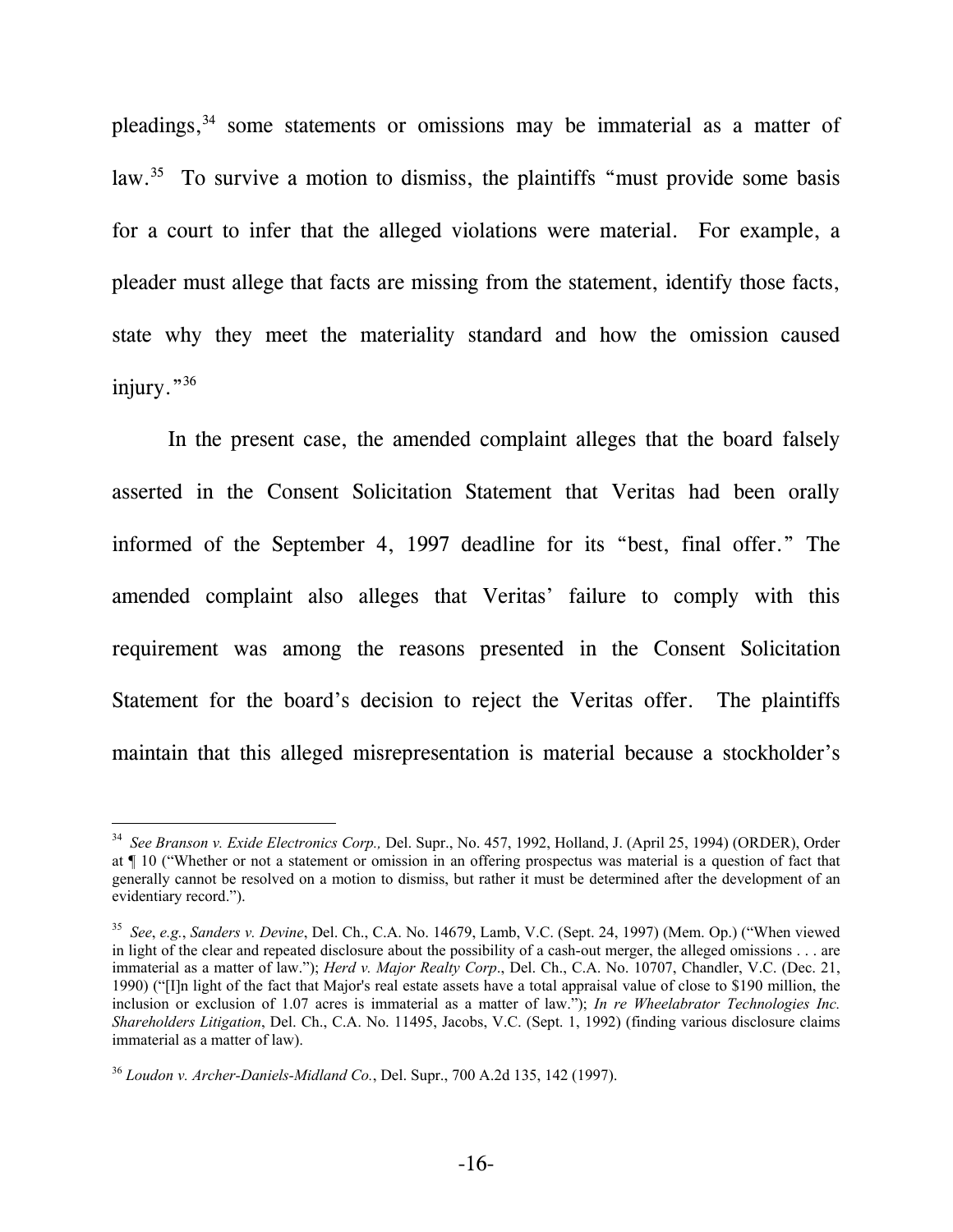pleadings,[34] some statements or omissions may be immaterial as a matter of law.[35] To survive a motion to dismiss, the plaintiffs "must provide some basis for a court to infer that the alleged violations were material. For example, a pleader must allege that facts are missing from the statement, identify those facts, state why they meet the materiality standard and how the omission caused injury."[36]

In the present case, the amended complaint alleges that the board falsely asserted in the Consent Solicitation Statement that Veritas had been orally informed of the September 4, 1997 deadline for its "best, final offer." The amended complaint also alleges that Veritas' failure to comply with this requirement was among the reasons presented in the Consent Solicitation Statement for the board's decision to reject the Veritas offer. The plaintiffs maintain that this alleged misrepresentation is material because a stockholder's

---

[34] *See Branson v. Exide Electronics Corp.,* Del. Supr., No. 457, 1992, Holland, J. (April 25, 1994) (ORDER), Order at ¶ 10 ("Whether or not a statement or omission in an offering prospectus was material is a question of fact that generally cannot be resolved on a motion to dismiss, but rather it must be determined after the development of an evidentiary record.").

[35] *See*, *e.g.*, *Sanders v. Devine*, Del. Ch., C.A. No. 14679, Lamb, V.C. (Sept. 24, 1997) (Mem. Op.) ("When viewed in light of the clear and repeated disclosure about the possibility of a cash-out merger, the alleged omissions . . . are immaterial as a matter of law."); *Herd v. Major Realty Corp*., Del. Ch., C.A. No. 10707, Chandler, V.C. (Dec. 21, 1990) ("[I]n light of the fact that Major's real estate assets have a total appraisal value of close to $190 million, the inclusion or exclusion of 1.07 acres is immaterial as a matter of law."); *In re Wheelabrator Technologies Inc. Shareholders Litigation*, Del. Ch., C.A. No. 11495, Jacobs, V.C. (Sept. 1, 1992) (finding various disclosure claims immaterial as a matter of law).

[36] *Loudon v. Archer-Daniels-Midland Co.*, Del. Supr., 700 A.2d 135, 142 (1997).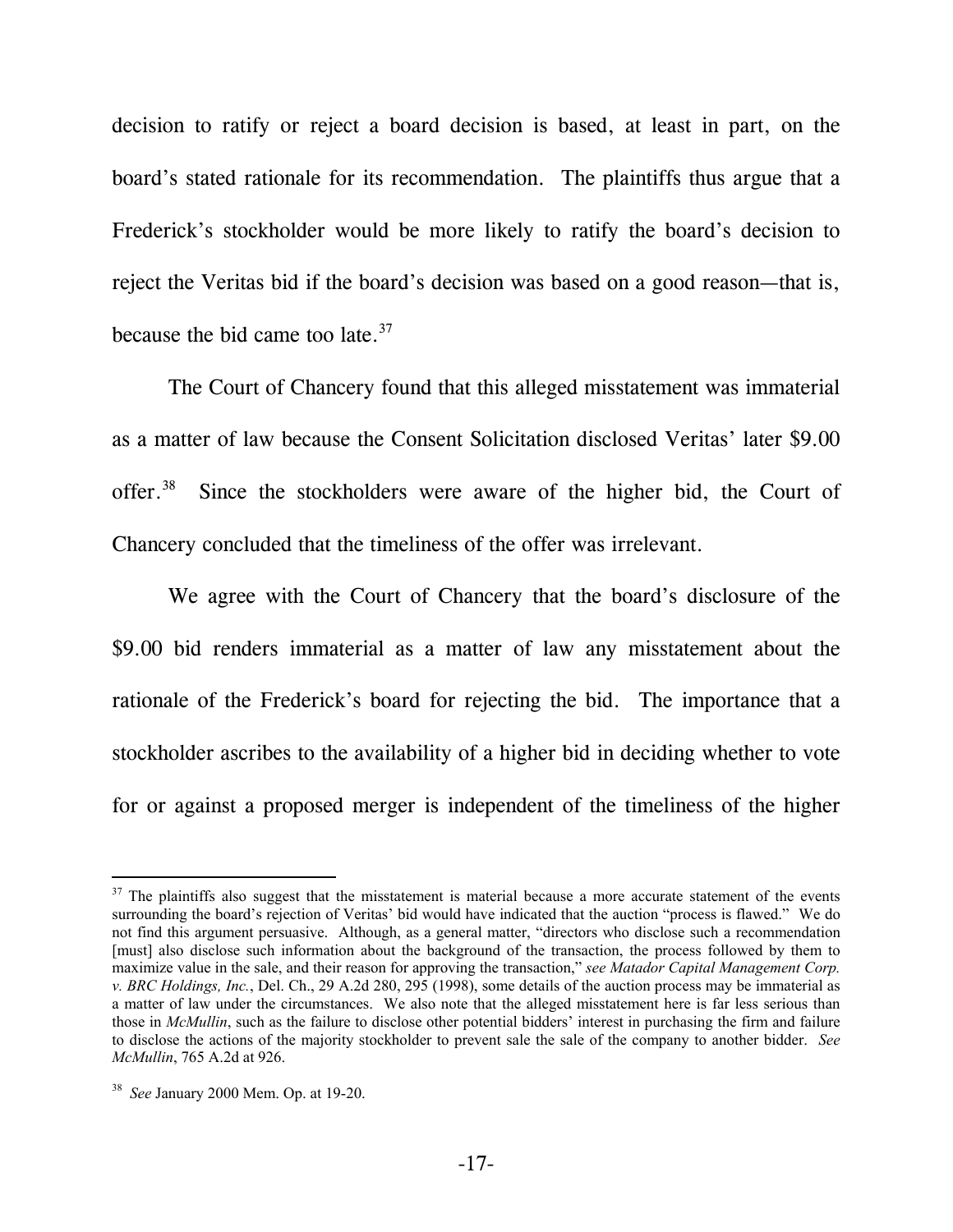decision to ratify or reject a board decision is based, at least in part, on the board's stated rationale for its recommendation. The plaintiffs thus argue that a Frederick's stockholder would be more likely to ratify the board's decision to reject the Veritas bid if the board's decision was based on a good reason—that is, because the bid came too late.[37]

The Court of Chancery found that this alleged misstatement was immaterial as a matter of law because the Consent Solicitation disclosed Veritas' later $9.00 offer.[38] Since the stockholders were aware of the higher bid, the Court of Chancery concluded that the timeliness of the offer was irrelevant.

We agree with the Court of Chancery that the board's disclosure of the $9.00 bid renders immaterial as a matter of law any misstatement about the rationale of the Frederick's board for rejecting the bid. The importance that a stockholder ascribes to the availability of a higher bid in deciding whether to vote for or against a proposed merger is independent of the timeliness of the higher

---

[37] The plaintiffs also suggest that the misstatement is material because a more accurate statement of the events surrounding the board's rejection of Veritas' bid would have indicated that the auction "process is flawed." We do not find this argument persuasive. Although, as a general matter, "directors who disclose such a recommendation [must] also disclose such information about the background of the transaction, the process followed by them to maximize value in the sale, and their reason for approving the transaction," *see Matador Capital Management Corp. v. BRC Holdings, Inc.*, Del. Ch., 29 A.2d 280, 295 (1998), some details of the auction process may be immaterial as a matter of law under the circumstances. We also note that the alleged misstatement here is far less serious than those in *McMullin*, such as the failure to disclose other potential bidders' interest in purchasing the firm and failure to disclose the actions of the majority stockholder to prevent sale the sale of the company to another bidder. *See McMullin*, 765 A.2d at 926.

[38] *See* January 2000 Mem. Op. at 19-20.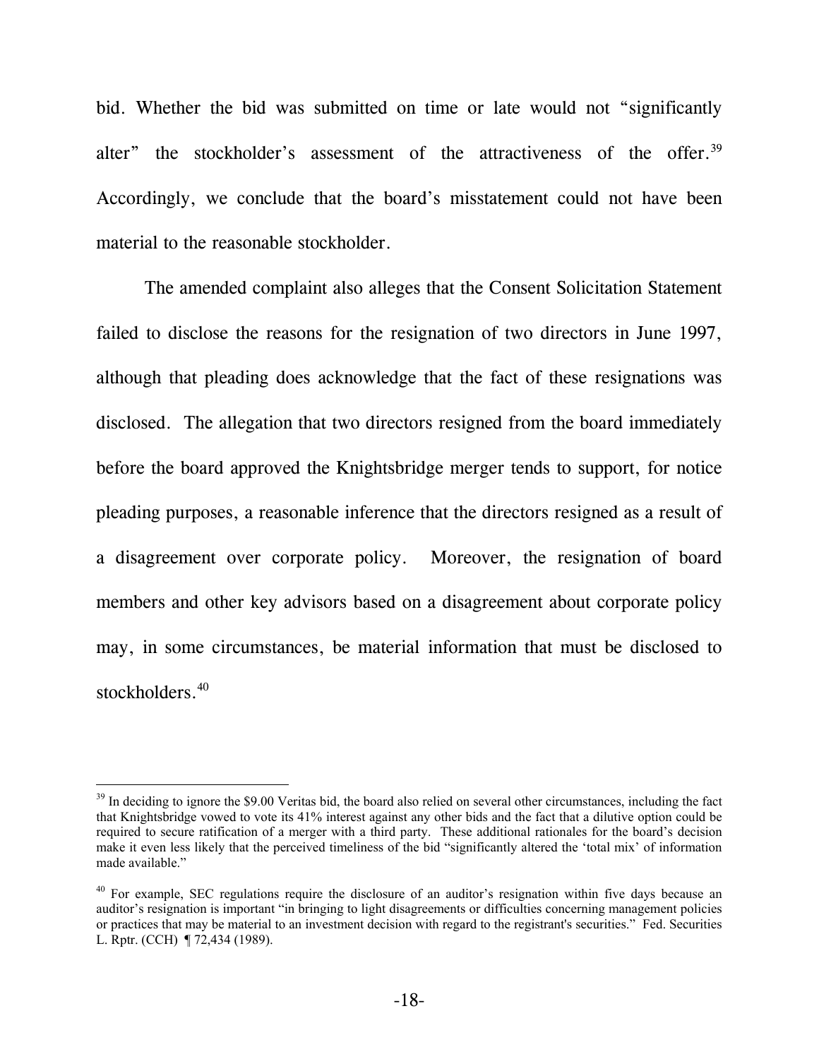bid. Whether the bid was submitted on time or late would not "significantly alter" the stockholder's assessment of the attractiveness of the offer.[39] Accordingly, we conclude that the board's misstatement could not have been material to the reasonable stockholder.

The amended complaint also alleges that the Consent Solicitation Statement failed to disclose the reasons for the resignation of two directors in June 1997, although that pleading does acknowledge that the fact of these resignations was disclosed. The allegation that two directors resigned from the board immediately before the board approved the Knightsbridge merger tends to support, for notice pleading purposes, a reasonable inference that the directors resigned as a result of a disagreement over corporate policy. Moreover, the resignation of board members and other key advisors based on a disagreement about corporate policy may, in some circumstances, be material information that must be disclosed to stockholders.[40]

---

[39] In deciding to ignore the $9.00 Veritas bid, the board also relied on several other circumstances, including the fact that Knightsbridge vowed to vote its 41% interest against any other bids and the fact that a dilutive option could be required to secure ratification of a merger with a third party. These additional rationales for the board's decision make it even less likely that the perceived timeliness of the bid "significantly altered the 'total mix' of information made available."

[40] For example, SEC regulations require the disclosure of an auditor's resignation within five days because an auditor's resignation is important "in bringing to light disagreements or difficulties concerning management policies or practices that may be material to an investment decision with regard to the registrant's securities." Fed. Securities L. Rptr. (CCH) ¶ 72,434 (1989).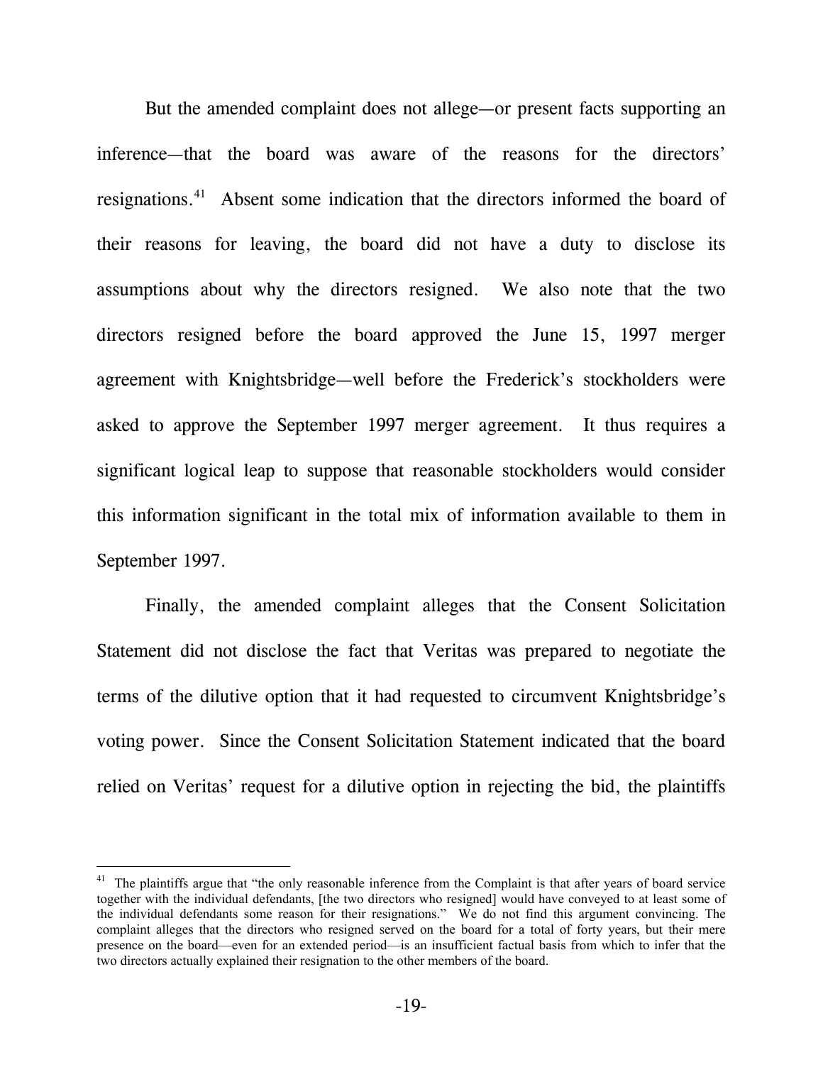But the amended complaint does not allege—or present facts supporting an inference—that the board was aware of the reasons for the directors' resignations.[41] Absent some indication that the directors informed the board of their reasons for leaving, the board did not have a duty to disclose its assumptions about why the directors resigned. We also note that the two directors resigned before the board approved the June 15, 1997 merger agreement with Knightsbridge—well before the Frederick's stockholders were asked to approve the September 1997 merger agreement. It thus requires a significant logical leap to suppose that reasonable stockholders would consider this information significant in the total mix of information available to them in September 1997.

Finally, the amended complaint alleges that the Consent Solicitation Statement did not disclose the fact that Veritas was prepared to negotiate the terms of the dilutive option that it had requested to circumvent Knightsbridge's voting power. Since the Consent Solicitation Statement indicated that the board relied on Veritas' request for a dilutive option in rejecting the bid, the plaintiffs

---

[41] The plaintiffs argue that "the only reasonable inference from the Complaint is that after years of board service together with the individual defendants, [the two directors who resigned] would have conveyed to at least some of the individual defendants some reason for their resignations." We do not find this argument convincing. The complaint alleges that the directors who resigned served on the board for a total of forty years, but their mere presence on the board—even for an extended period—is an insufficient factual basis from which to infer that the two directors actually explained their resignation to the other members of the board.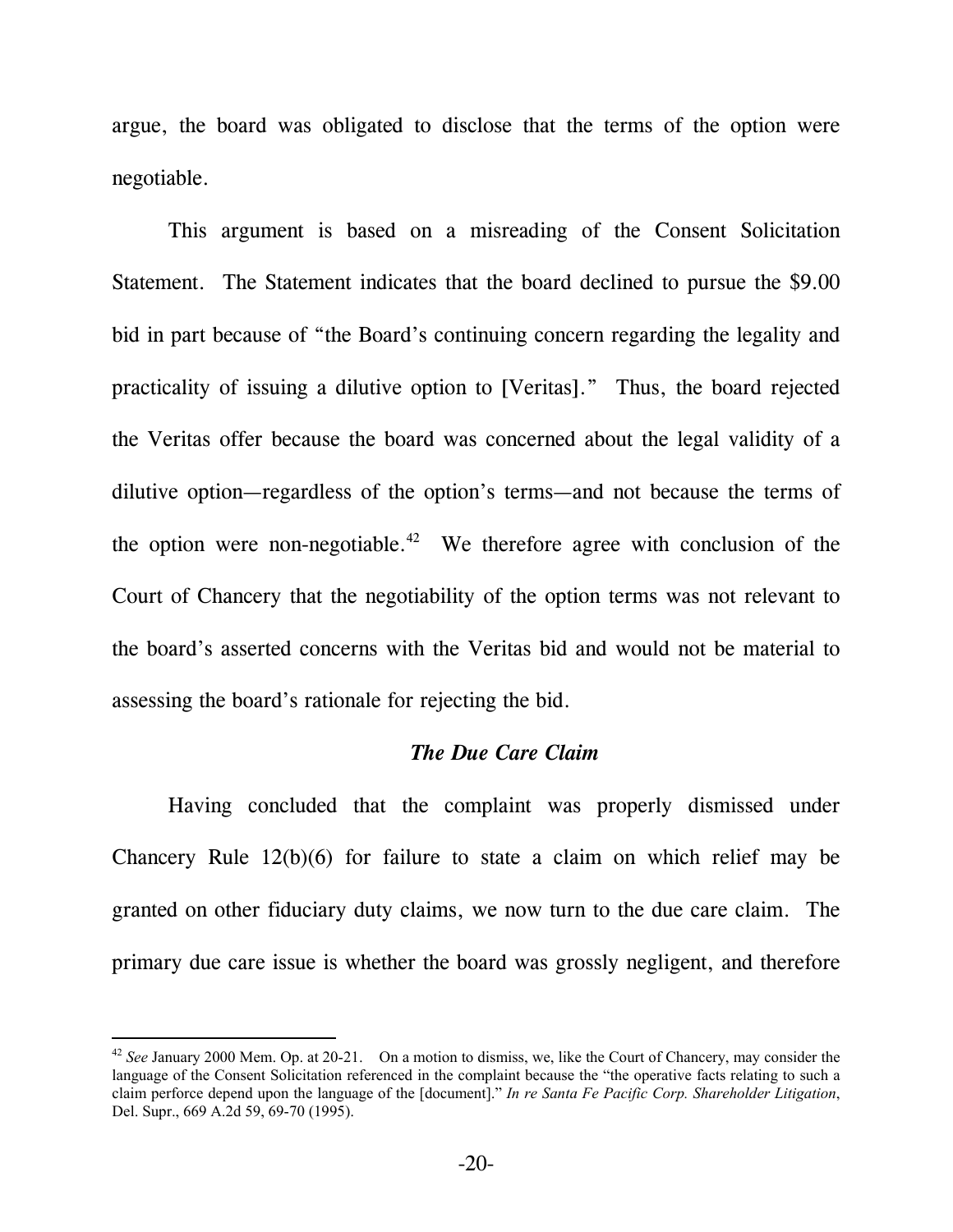argue, the board was obligated to disclose that the terms of the option were negotiable.

This argument is based on a misreading of the Consent Solicitation Statement. The Statement indicates that the board declined to pursue the $9.00 bid in part because of "the Board's continuing concern regarding the legality and practicality of issuing a dilutive option to [Veritas]." Thus, the board rejected the Veritas offer because the board was concerned about the legal validity of a dilutive option—regardless of the option's terms—and not because the terms of the option were non-negotiable.[42] We therefore agree with conclusion of the Court of Chancery that the negotiability of the option terms was not relevant to the board's asserted concerns with the Veritas bid and would not be material to assessing the board's rationale for rejecting the bid.

### *The Due Care Claim*

Having concluded that the complaint was properly dismissed under Chancery Rule 12(b)(6) for failure to state a claim on which relief may be granted on other fiduciary duty claims, we now turn to the due care claim. The primary due care issue is whether the board was grossly negligent, and therefore

---

[42] *See* January 2000 Mem. Op. at 20-21. On a motion to dismiss, we, like the Court of Chancery, may consider the language of the Consent Solicitation referenced in the complaint because the "the operative facts relating to such a claim perforce depend upon the language of the [document]." *In re Santa Fe Pacific Corp. Shareholder Litigation*, Del. Supr., 669 A.2d 59, 69-70 (1995).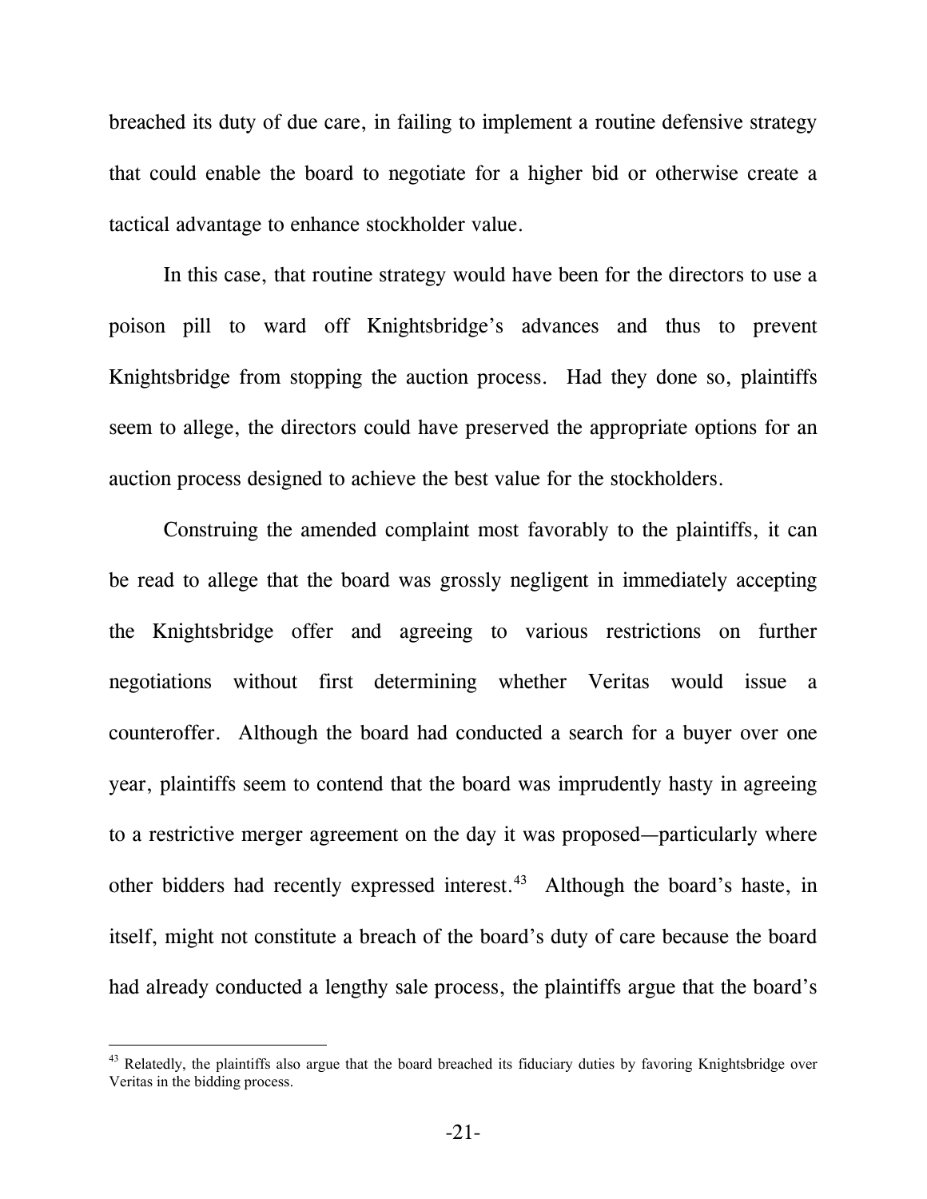breached its duty of due care, in failing to implement a routine defensive strategy that could enable the board to negotiate for a higher bid or otherwise create a tactical advantage to enhance stockholder value.

In this case, that routine strategy would have been for the directors to use a poison pill to ward off Knightsbridge's advances and thus to prevent Knightsbridge from stopping the auction process. Had they done so, plaintiffs seem to allege, the directors could have preserved the appropriate options for an auction process designed to achieve the best value for the stockholders.

Construing the amended complaint most favorably to the plaintiffs, it can be read to allege that the board was grossly negligent in immediately accepting the Knightsbridge offer and agreeing to various restrictions on further negotiations without first determining whether Veritas would issue a counteroffer. Although the board had conducted a search for a buyer over one year, plaintiffs seem to contend that the board was imprudently hasty in agreeing to a restrictive merger agreement on the day it was proposed—particularly where other bidders had recently expressed interest.[43] Although the board's haste, in itself, might not constitute a breach of the board's duty of care because the board had already conducted a lengthy sale process, the plaintiffs argue that the board's

---

[43] Relatedly, the plaintiffs also argue that the board breached its fiduciary duties by favoring Knightsbridge over Veritas in the bidding process.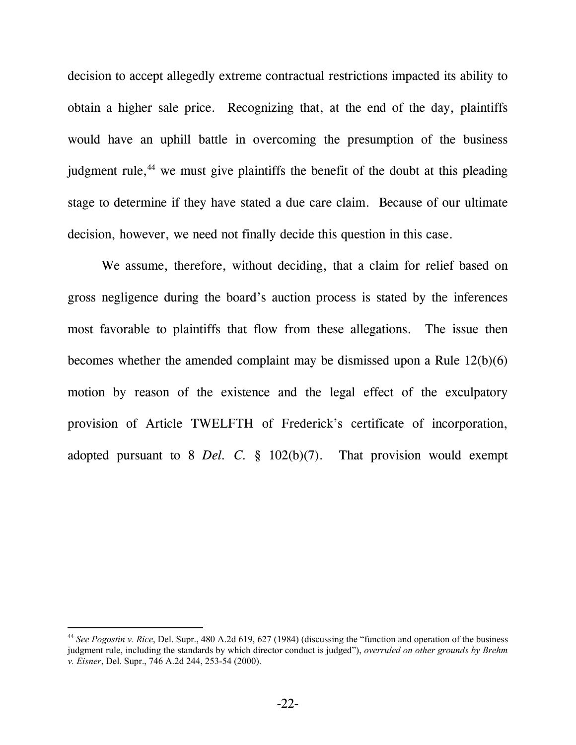decision to accept allegedly extreme contractual restrictions impacted its ability to obtain a higher sale price. Recognizing that, at the end of the day, plaintiffs would have an uphill battle in overcoming the presumption of the business judgment rule,[44] we must give plaintiffs the benefit of the doubt at this pleading stage to determine if they have stated a due care claim. Because of our ultimate decision, however, we need not finally decide this question in this case.

We assume, therefore, without deciding, that a claim for relief based on gross negligence during the board's auction process is stated by the inferences most favorable to plaintiffs that flow from these allegations. The issue then becomes whether the amended complaint may be dismissed upon a Rule 12(b)(6) motion by reason of the existence and the legal effect of the exculpatory provision of Article TWELFTH of Frederick's certificate of incorporation, adopted pursuant to 8 *Del. C.* § 102(b)(7). That provision would exempt

---

[44] *See Pogostin v. Rice*, Del. Supr., 480 A.2d 619, 627 (1984) (discussing the "function and operation of the business judgment rule, including the standards by which director conduct is judged"), *overruled on other grounds by Brehm v. Eisner*, Del. Supr., 746 A.2d 244, 253-54 (2000).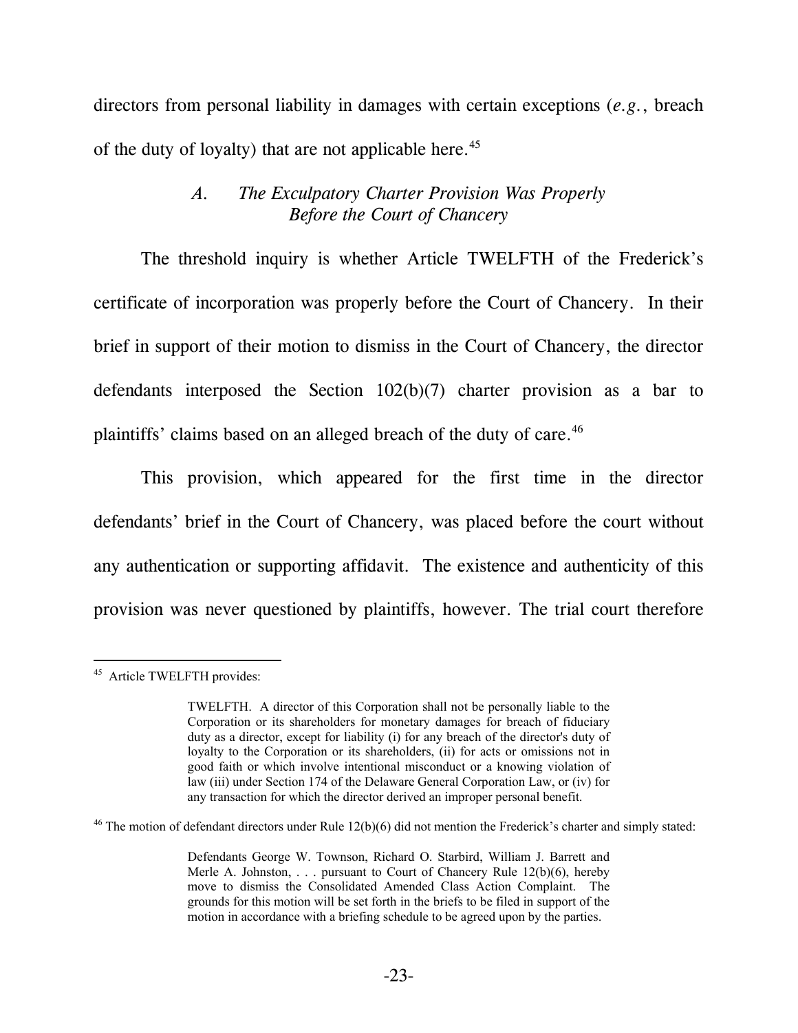directors from personal liability in damages with certain exceptions (*e.g.*, breach of the duty of loyalty) that are not applicable here.[45]

### *A. The Exculpatory Charter Provision Was Properly Before the Court of Chancery*

The threshold inquiry is whether Article TWELFTH of the Frederick's certificate of incorporation was properly before the Court of Chancery. In their brief in support of their motion to dismiss in the Court of Chancery, the director defendants interposed the Section 102(b)(7) charter provision as a bar to plaintiffs' claims based on an alleged breach of the duty of care.[46]

This provision, which appeared for the first time in the director defendants' brief in the Court of Chancery, was placed before the court without any authentication or supporting affidavit. The existence and authenticity of this provision was never questioned by plaintiffs, however. The trial court therefore

---

[45] Article TWELFTH provides:

> TWELFTH. A director of this Corporation shall not be personally liable to the Corporation or its shareholders for monetary damages for breach of fiduciary duty as a director, except for liability (i) for any breach of the director's duty of loyalty to the Corporation or its shareholders, (ii) for acts or omissions not in good faith or which involve intentional misconduct or a knowing violation of law (iii) under Section 174 of the Delaware General Corporation Law, or (iv) for any transaction for which the director derived an improper personal benefit.

[46] The motion of defendant directors under Rule 12(b)(6) did not mention the Frederick's charter and simply stated:

> Defendants George W. Townson, Richard O. Starbird, William J. Barrett and Merle A. Johnston, . . . pursuant to Court of Chancery Rule 12(b)(6), hereby move to dismiss the Consolidated Amended Class Action Complaint. The grounds for this motion will be set forth in the briefs to be filed in support of the motion in accordance with a briefing schedule to be agreed upon by the parties.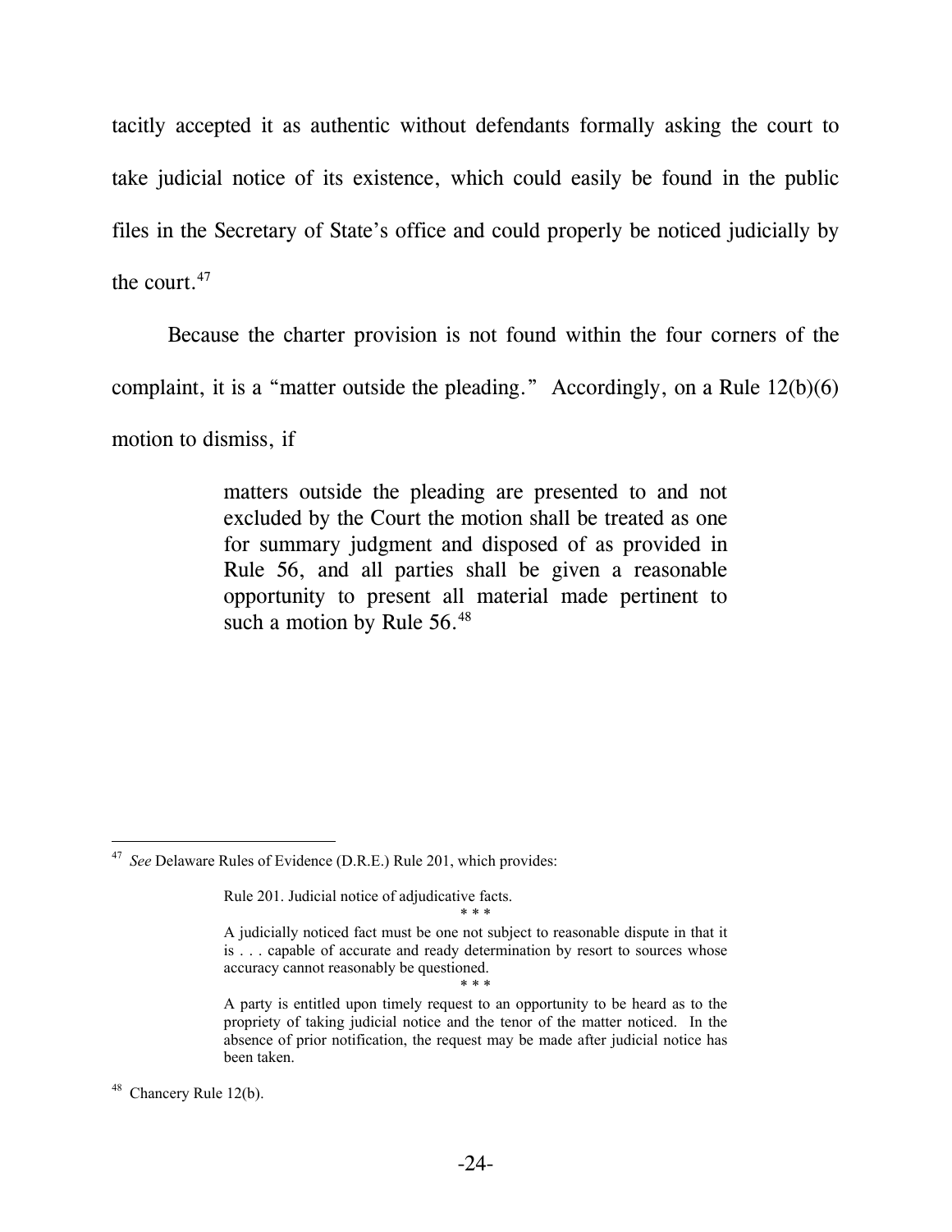tacitly accepted it as authentic without defendants formally asking the court to take judicial notice of its existence, which could easily be found in the public files in the Secretary of State's office and could properly be noticed judicially by the court.[47]

Because the charter provision is not found within the four corners of the complaint, it is a "matter outside the pleading." Accordingly, on a Rule 12(b)(6) motion to dismiss, if

> matters outside the pleading are presented to and not excluded by the Court the motion shall be treated as one for summary judgment and disposed of as provided in Rule 56, and all parties shall be given a reasonable opportunity to present all material made pertinent to such a motion by Rule 56.[48]

---

[47] *See* Delaware Rules of Evidence (D.R.E.) Rule 201, which provides:

> Rule 201. Judicial notice of adjudicative facts.
>
> \* \* \*
>
> A judicially noticed fact must be one not subject to reasonable dispute in that it is . . . capable of accurate and ready determination by resort to sources whose accuracy cannot reasonably be questioned.
>
> \* \* \*
>
> A party is entitled upon timely request to an opportunity to be heard as to the propriety of taking judicial notice and the tenor of the matter noticed. In the absence of prior notification, the request may be made after judicial notice has been taken.

[48] Chancery Rule 12(b).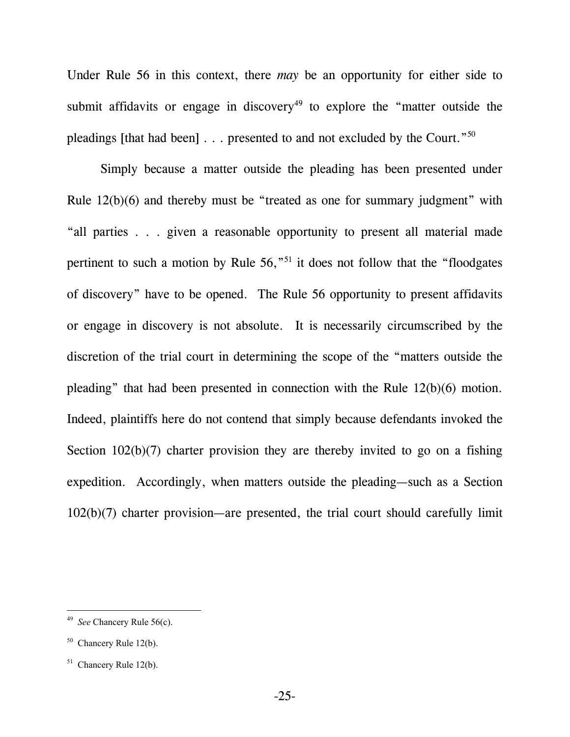Under Rule 56 in this context, there *may* be an opportunity for either side to submit affidavits or engage in discovery[49] to explore the "matter outside the pleadings [that had been] . . . presented to and not excluded by the Court."[50]

Simply because a matter outside the pleading has been presented under Rule 12(b)(6) and thereby must be "treated as one for summary judgment" with "all parties . . . given a reasonable opportunity to present all material made pertinent to such a motion by Rule 56,"[51] it does not follow that the "floodgates of discovery" have to be opened. The Rule 56 opportunity to present affidavits or engage in discovery is not absolute. It is necessarily circumscribed by the discretion of the trial court in determining the scope of the "matters outside the pleading" that had been presented in connection with the Rule 12(b)(6) motion. Indeed, plaintiffs here do not contend that simply because defendants invoked the Section 102(b)(7) charter provision they are thereby invited to go on a fishing expedition. Accordingly, when matters outside the pleading—such as a Section 102(b)(7) charter provision—are presented, the trial court should carefully limit

---

[49] *See* Chancery Rule 56(c).

[50] Chancery Rule 12(b).

[51] Chancery Rule 12(b).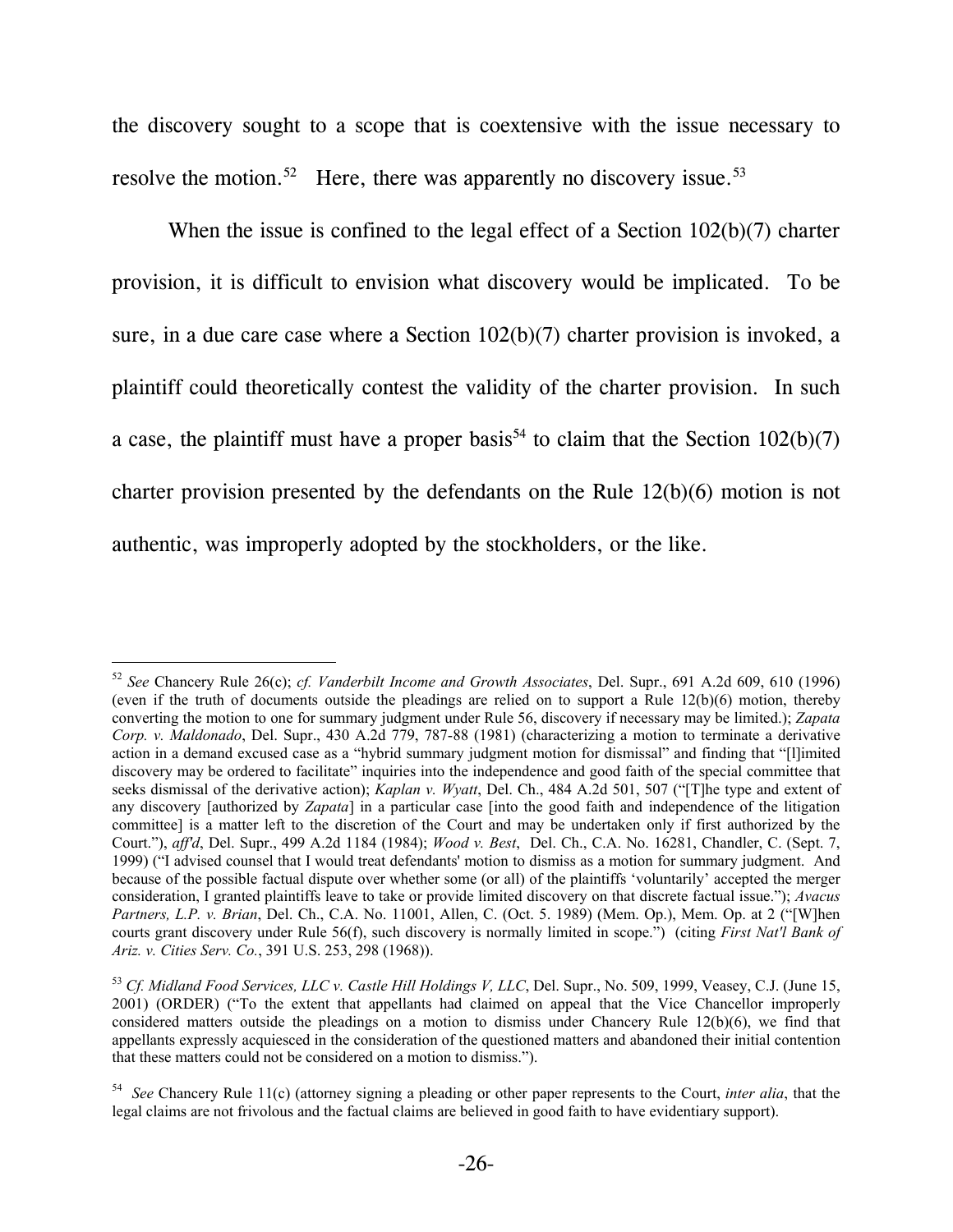the discovery sought to a scope that is coextensive with the issue necessary to resolve the motion.[52] Here, there was apparently no discovery issue.[53]

When the issue is confined to the legal effect of a Section 102(b)(7) charter provision, it is difficult to envision what discovery would be implicated. To be sure, in a due care case where a Section 102(b)(7) charter provision is invoked, a plaintiff could theoretically contest the validity of the charter provision. In such a case, the plaintiff must have a proper basis[54] to claim that the Section 102(b)(7) charter provision presented by the defendants on the Rule 12(b)(6) motion is not authentic, was improperly adopted by the stockholders, or the like.

---

[52] *See* Chancery Rule 26(c); *cf. Vanderbilt Income and Growth Associates*, Del. Supr., 691 A.2d 609, 610 (1996) (even if the truth of documents outside the pleadings are relied on to support a Rule 12(b)(6) motion, thereby converting the motion to one for summary judgment under Rule 56, discovery if necessary may be limited.); *Zapata Corp. v. Maldonado*, Del. Supr., 430 A.2d 779, 787-88 (1981) (characterizing a motion to terminate a derivative action in a demand excused case as a "hybrid summary judgment motion for dismissal" and finding that "[l]imited discovery may be ordered to facilitate" inquiries into the independence and good faith of the special committee that seeks dismissal of the derivative action); *Kaplan v. Wyatt*, Del. Ch., 484 A.2d 501, 507 ("[T]he type and extent of any discovery [authorized by *Zapata*] in a particular case [into the good faith and independence of the litigation committee] is a matter left to the discretion of the Court and may be undertaken only if first authorized by the Court."), *aff'd*, Del. Supr., 499 A.2d 1184 (1984); *Wood v. Best*, Del. Ch., C.A. No. 16281, Chandler, C. (Sept. 7, 1999) ("I advised counsel that I would treat defendants' motion to dismiss as a motion for summary judgment. And because of the possible factual dispute over whether some (or all) of the plaintiffs 'voluntarily' accepted the merger consideration, I granted plaintiffs leave to take or provide limited discovery on that discrete factual issue."); *Avacus Partners, L.P. v. Brian*, Del. Ch., C.A. No. 11001, Allen, C. (Oct. 5. 1989) (Mem. Op.), Mem. Op. at 2 ("[W]hen courts grant discovery under Rule 56(f), such discovery is normally limited in scope.") (citing *First Nat'l Bank of Ariz. v. Cities Serv. Co.*, 391 U.S. 253, 298 (1968)).

[53] *Cf. Midland Food Services, LLC v. Castle Hill Holdings V, LLC*, Del. Supr., No. 509, 1999, Veasey, C.J. (June 15, 2001) (ORDER) ("To the extent that appellants had claimed on appeal that the Vice Chancellor improperly considered matters outside the pleadings on a motion to dismiss under Chancery Rule 12(b)(6), we find that appellants expressly acquiesced in the consideration of the questioned matters and abandoned their initial contention that these matters could not be considered on a motion to dismiss.").

[54] *See* Chancery Rule 11(c) (attorney signing a pleading or other paper represents to the Court, *inter alia*, that the legal claims are not frivolous and the factual claims are believed in good faith to have evidentiary support).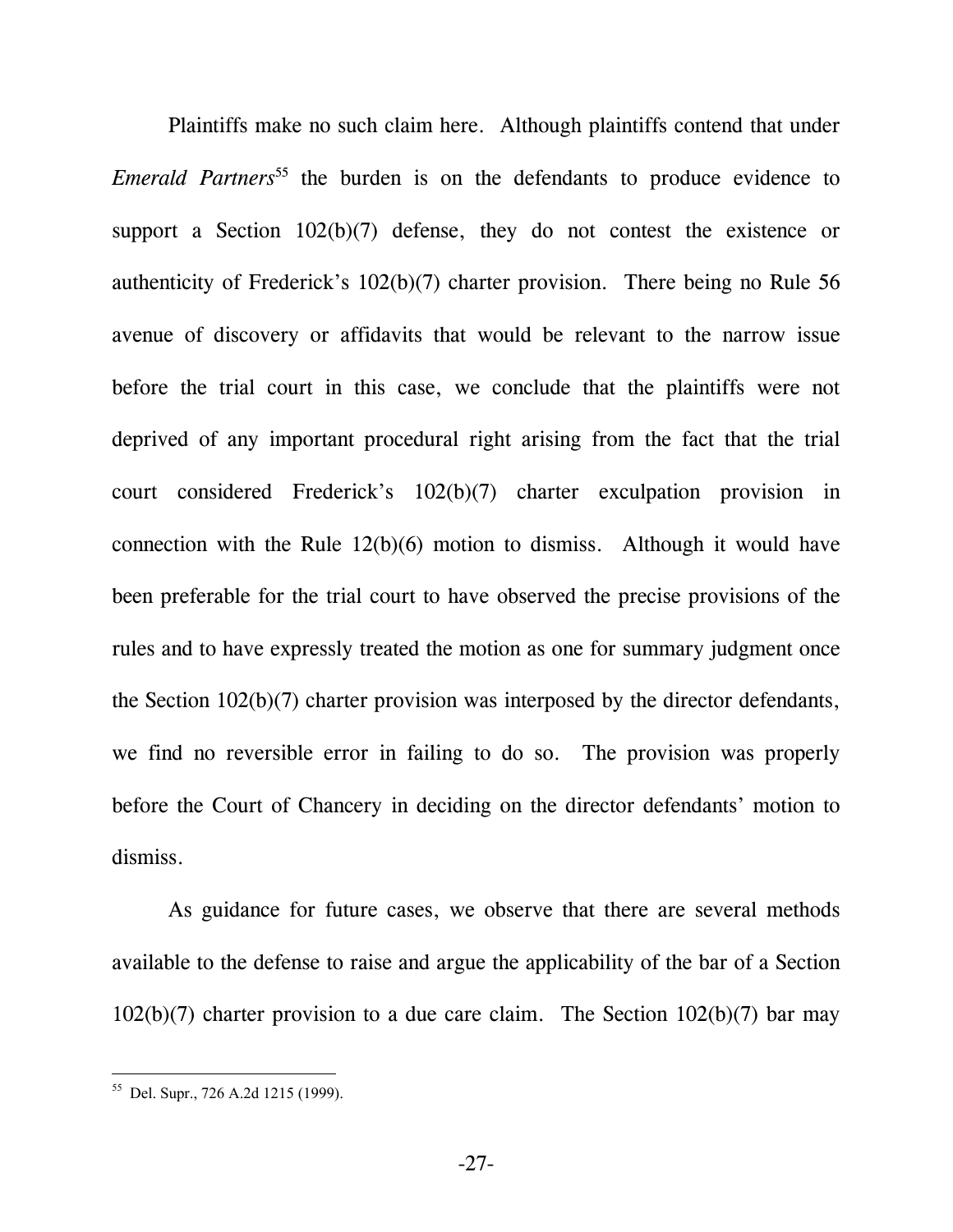Plaintiffs make no such claim here. Although plaintiffs contend that under *Emerald Partners*[55] the burden is on the defendants to produce evidence to support a Section 102(b)(7) defense, they do not contest the existence or authenticity of Frederick's 102(b)(7) charter provision. There being no Rule 56 avenue of discovery or affidavits that would be relevant to the narrow issue before the trial court in this case, we conclude that the plaintiffs were not deprived of any important procedural right arising from the fact that the trial court considered Frederick's 102(b)(7) charter exculpation provision in connection with the Rule 12(b)(6) motion to dismiss. Although it would have been preferable for the trial court to have observed the precise provisions of the rules and to have expressly treated the motion as one for summary judgment once the Section 102(b)(7) charter provision was interposed by the director defendants, we find no reversible error in failing to do so. The provision was properly before the Court of Chancery in deciding on the director defendants' motion to dismiss.

As guidance for future cases, we observe that there are several methods available to the defense to raise and argue the applicability of the bar of a Section 102(b)(7) charter provision to a due care claim. The Section 102(b)(7) bar may

---

[55] Del. Supr., 726 A.2d 1215 (1999).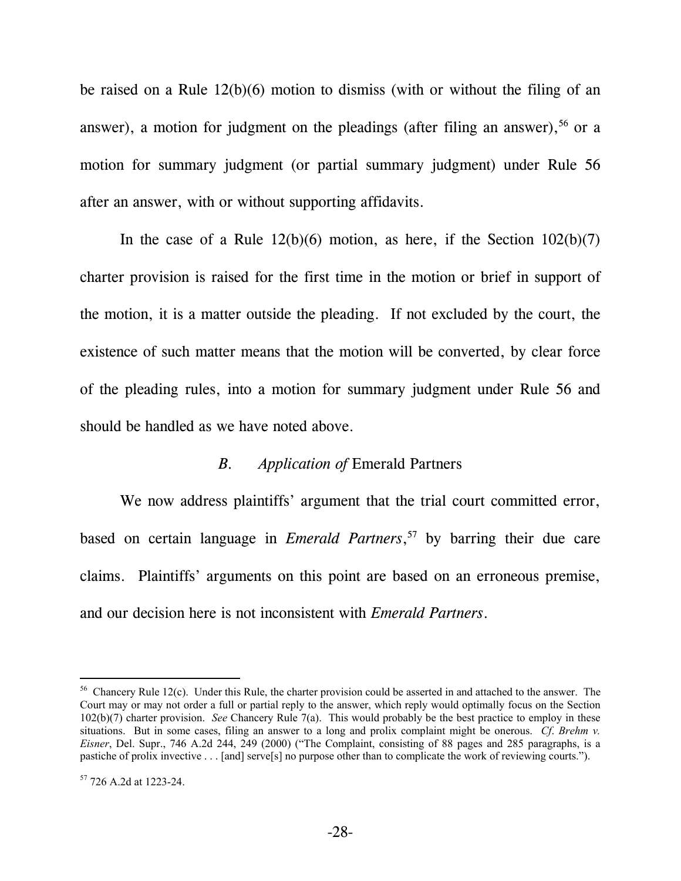be raised on a Rule 12(b)(6) motion to dismiss (with or without the filing of an answer), a motion for judgment on the pleadings (after filing an answer),[56] or a motion for summary judgment (or partial summary judgment) under Rule 56 after an answer, with or without supporting affidavits.

In the case of a Rule 12(b)(6) motion, as here, if the Section 102(b)(7) charter provision is raised for the first time in the motion or brief in support of the motion, it is a matter outside the pleading. If not excluded by the court, the existence of such matter means that the motion will be converted, by clear force of the pleading rules, into a motion for summary judgment under Rule 56 and should be handled as we have noted above.

### *B. Application of* Emerald Partners

We now address plaintiffs' argument that the trial court committed error, based on certain language in *Emerald Partners*,[57] by barring their due care claims. Plaintiffs' arguments on this point are based on an erroneous premise, and our decision here is not inconsistent with *Emerald Partners*.

---

[56] Chancery Rule 12(c). Under this Rule, the charter provision could be asserted in and attached to the answer. The Court may or may not order a full or partial reply to the answer, which reply would optimally focus on the Section 102(b)(7) charter provision. *See* Chancery Rule 7(a). This would probably be the best practice to employ in these situations. But in some cases, filing an answer to a long and prolix complaint might be onerous. *Cf. Brehm v. Eisner*, Del. Supr., 746 A.2d 244, 249 (2000) ("The Complaint, consisting of 88 pages and 285 paragraphs, is a pastiche of prolix invective . . . [and] serve[s] no purpose other than to complicate the work of reviewing courts.").

[57] 726 A.2d at 1223-24.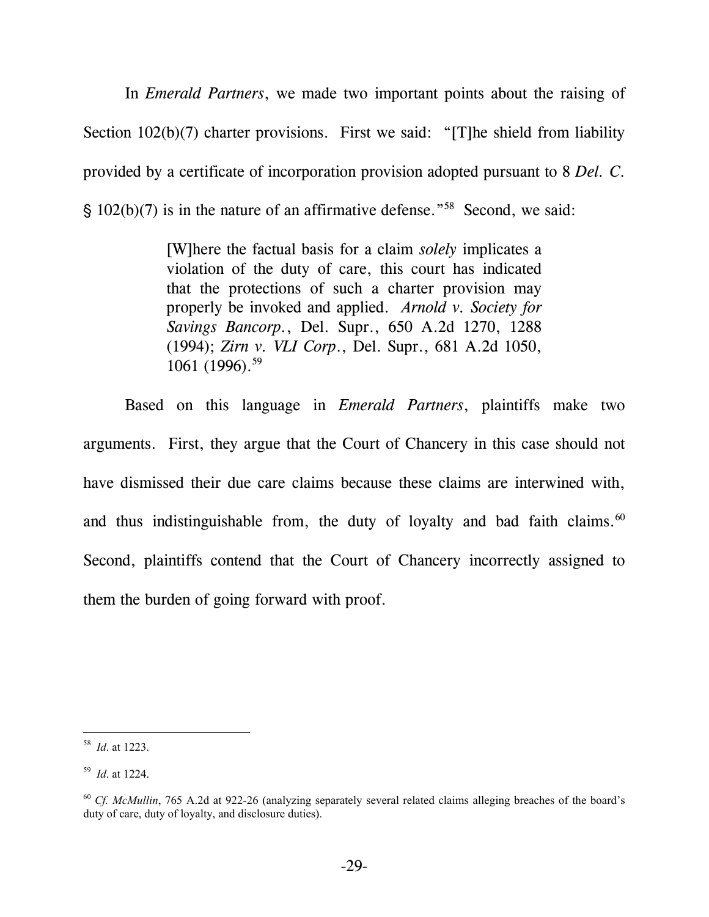In *Emerald Partners*, we made two important points about the raising of Section 102(b)(7) charter provisions. First we said: "[T]he shield from liability provided by a certificate of incorporation provision adopted pursuant to 8 *Del. C.* § 102(b)(7) is in the nature of an affirmative defense."[58] Second, we said:

> [W]here the factual basis for a claim *solely* implicates a violation of the duty of care, this court has indicated that the protections of such a charter provision may properly be invoked and applied. *Arnold v. Society for Savings Bancorp.*, Del. Supr., 650 A.2d 1270, 1288 (1994); *Zirn v. VLI Corp.*, Del. Supr., 681 A.2d 1050, 1061 (1996).[59]

Based on this language in *Emerald Partners*, plaintiffs make two arguments. First, they argue that the Court of Chancery in this case should not have dismissed their due care claims because these claims are interwined with, and thus indistinguishable from, the duty of loyalty and bad faith claims.[60] Second, plaintiffs contend that the Court of Chancery incorrectly assigned to them the burden of going forward with proof.

---

[58] *Id*. at 1223.

[59] *Id*. at 1224.

[60] *Cf. McMullin*, 765 A.2d at 922-26 (analyzing separately several related claims alleging breaches of the board's duty of care, duty of loyalty, and disclosure duties).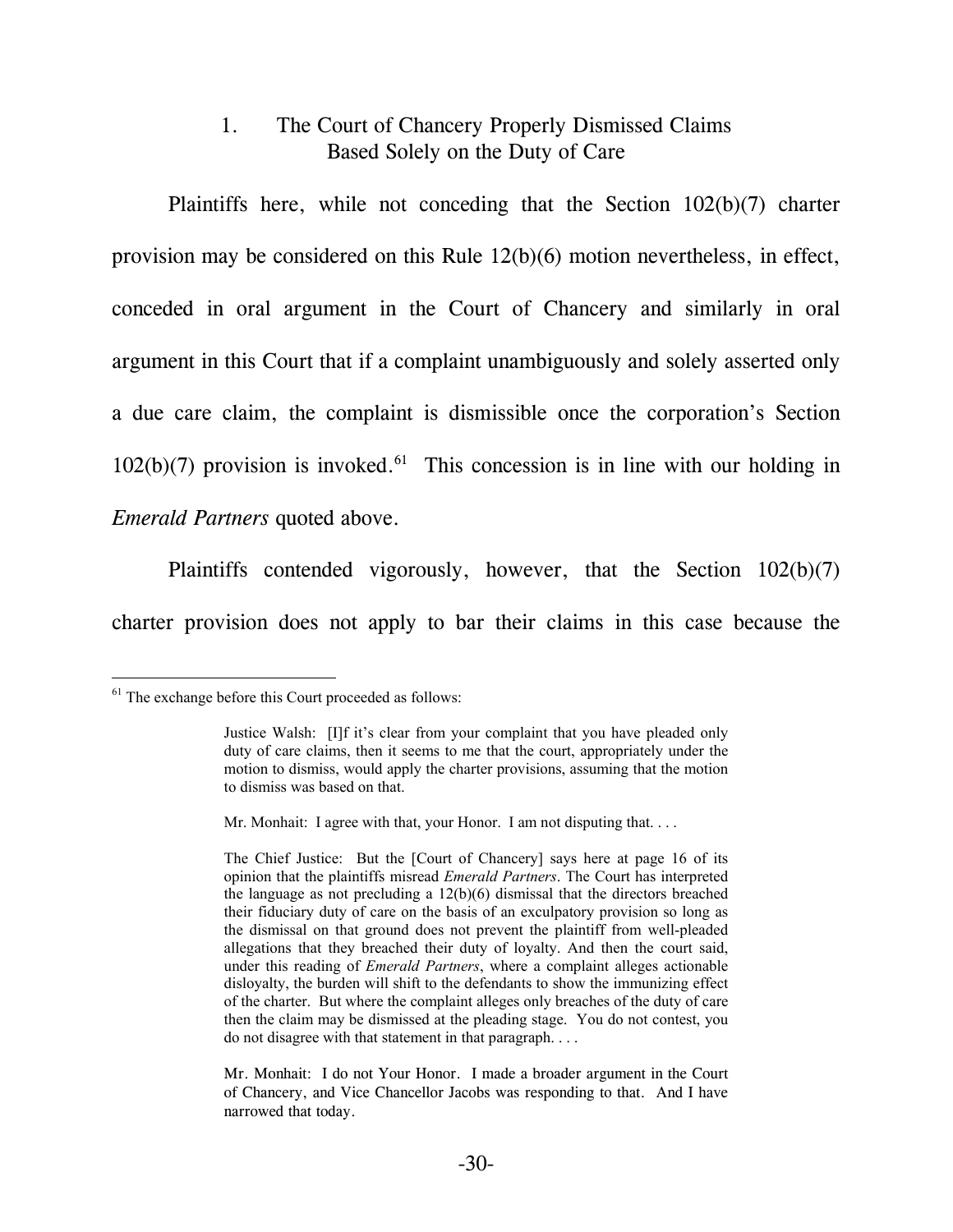### 1. The Court of Chancery Properly Dismissed Claims Based Solely on the Duty of Care

Plaintiffs here, while not conceding that the Section 102(b)(7) charter provision may be considered on this Rule 12(b)(6) motion nevertheless, in effect, conceded in oral argument in the Court of Chancery and similarly in oral argument in this Court that if a complaint unambiguously and solely asserted only a due care claim, the complaint is dismissible once the corporation's Section 102(b)(7) provision is invoked.[61] This concession is in line with our holding in *Emerald Partners* quoted above.

Plaintiffs contended vigorously, however, that the Section 102(b)(7) charter provision does not apply to bar their claims in this case because the

---

[61] The exchange before this Court proceeded as follows:

> Justice Walsh: [I]f it's clear from your complaint that you have pleaded only duty of care claims, then it seems to me that the court, appropriately under the motion to dismiss, would apply the charter provisions, assuming that the motion to dismiss was based on that.
>
> Mr. Monhait: I agree with that, your Honor. I am not disputing that. . . .
>
> The Chief Justice: But the [Court of Chancery] says here at page 16 of its opinion that the plaintiffs misread *Emerald Partners*. The Court has interpreted the language as not precluding a 12(b)(6) dismissal that the directors breached their fiduciary duty of care on the basis of an exculpatory provision so long as the dismissal on that ground does not prevent the plaintiff from well-pleaded allegations that they breached their duty of loyalty. And then the court said, under this reading of *Emerald Partners*, where a complaint alleges actionable disloyalty, the burden will shift to the defendants to show the immunizing effect of the charter. But where the complaint alleges only breaches of the duty of care then the claim may be dismissed at the pleading stage. You do not contest, you do not disagree with that statement in that paragraph. . . .
>
> Mr. Monhait: I do not Your Honor. I made a broader argument in the Court of Chancery, and Vice Chancellor Jacobs was responding to that. And I have narrowed that today.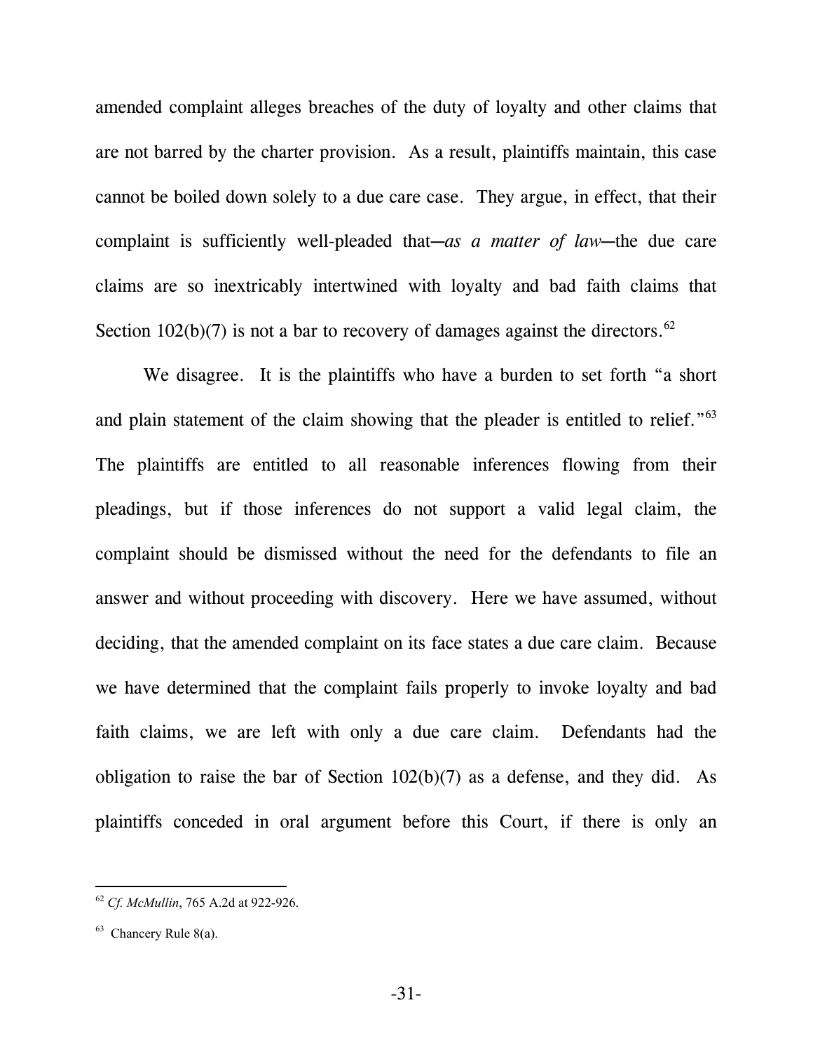amended complaint alleges breaches of the duty of loyalty and other claims that are not barred by the charter provision. As a result, plaintiffs maintain, this case cannot be boiled down solely to a due care case. They argue, in effect, that their complaint is sufficiently well-pleaded that—*as a matter of law*—the due care claims are so inextricably intertwined with loyalty and bad faith claims that Section 102(b)(7) is not a bar to recovery of damages against the directors.[62]

We disagree. It is the plaintiffs who have a burden to set forth "a short and plain statement of the claim showing that the pleader is entitled to relief."[63] The plaintiffs are entitled to all reasonable inferences flowing from their pleadings, but if those inferences do not support a valid legal claim, the complaint should be dismissed without the need for the defendants to file an answer and without proceeding with discovery. Here we have assumed, without deciding, that the amended complaint on its face states a due care claim. Because we have determined that the complaint fails properly to invoke loyalty and bad faith claims, we are left with only a due care claim. Defendants had the obligation to raise the bar of Section 102(b)(7) as a defense, and they did. As plaintiffs conceded in oral argument before this Court, if there is only an

---

[62] *Cf. McMullin*, 765 A.2d at 922-926.

[63] Chancery Rule 8(a).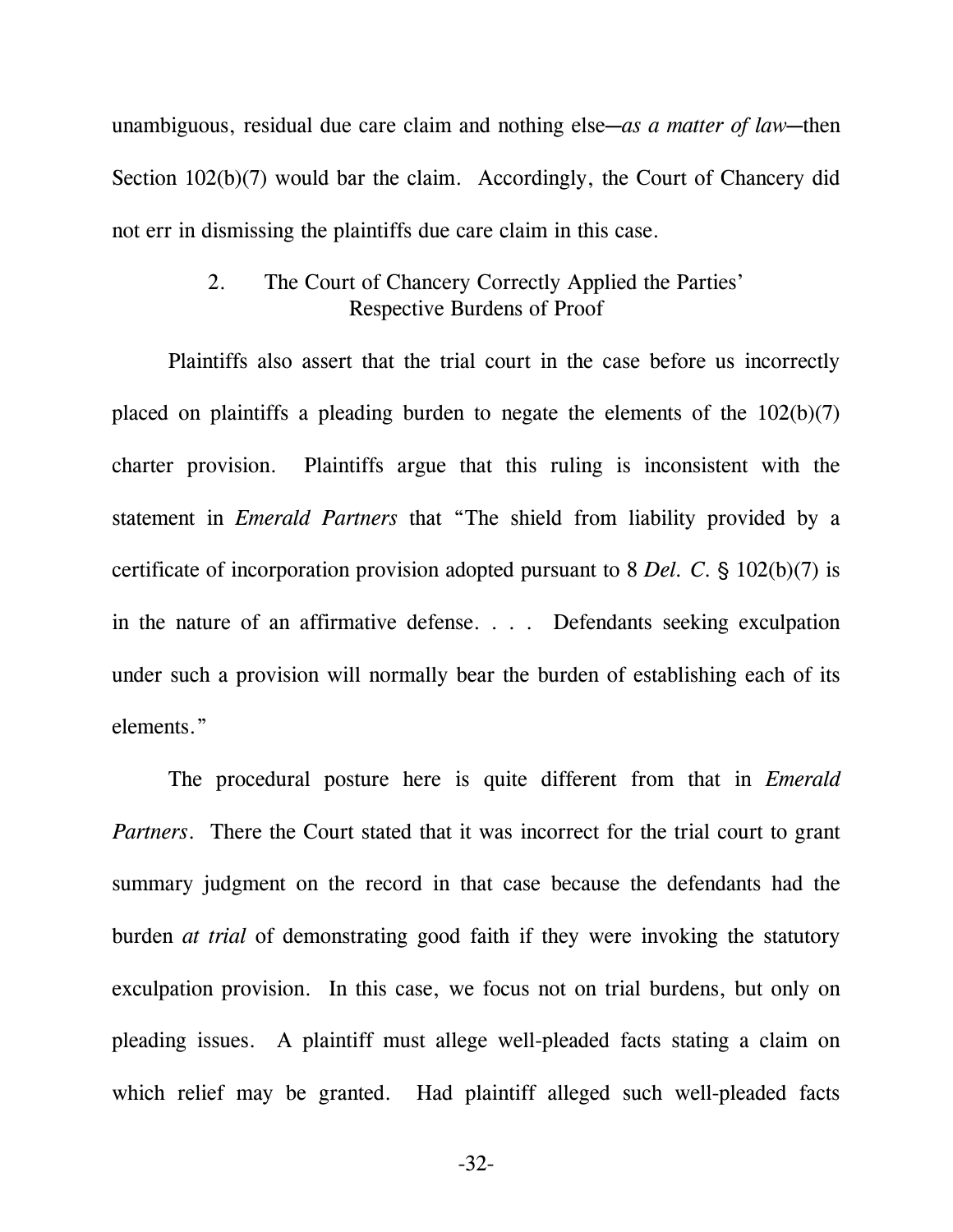unambiguous, residual due care claim and nothing else—*as a matter of law*—then Section 102(b)(7) would bar the claim. Accordingly, the Court of Chancery did not err in dismissing the plaintiffs due care claim in this case.

### 2. The Court of Chancery Correctly Applied the Parties' Respective Burdens of Proof

Plaintiffs also assert that the trial court in the case before us incorrectly placed on plaintiffs a pleading burden to negate the elements of the 102(b)(7) charter provision. Plaintiffs argue that this ruling is inconsistent with the statement in *Emerald Partners* that "The shield from liability provided by a certificate of incorporation provision adopted pursuant to 8 *Del. C*. § 102(b)(7) is in the nature of an affirmative defense. . . . Defendants seeking exculpation under such a provision will normally bear the burden of establishing each of its elements."

The procedural posture here is quite different from that in *Emerald Partners*. There the Court stated that it was incorrect for the trial court to grant summary judgment on the record in that case because the defendants had the burden *at trial* of demonstrating good faith if they were invoking the statutory exculpation provision. In this case, we focus not on trial burdens, but only on pleading issues. A plaintiff must allege well-pleaded facts stating a claim on which relief may be granted. Had plaintiff alleged such well-pleaded facts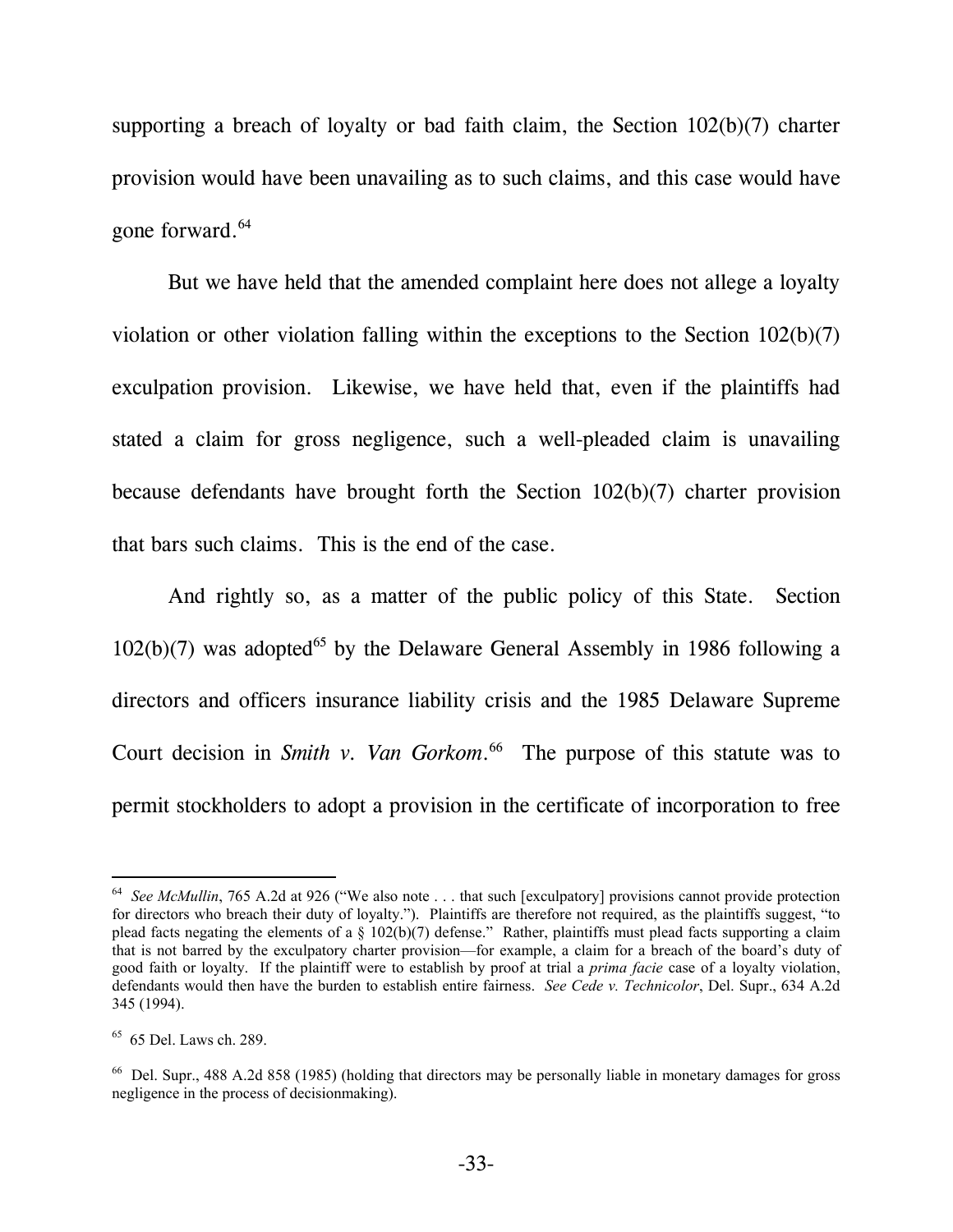supporting a breach of loyalty or bad faith claim, the Section 102(b)(7) charter provision would have been unavailing as to such claims, and this case would have gone forward.[64]

But we have held that the amended complaint here does not allege a loyalty violation or other violation falling within the exceptions to the Section 102(b)(7) exculpation provision. Likewise, we have held that, even if the plaintiffs had stated a claim for gross negligence, such a well-pleaded claim is unavailing because defendants have brought forth the Section 102(b)(7) charter provision that bars such claims. This is the end of the case.

And rightly so, as a matter of the public policy of this State. Section 102(b)(7) was adopted[65] by the Delaware General Assembly in 1986 following a directors and officers insurance liability crisis and the 1985 Delaware Supreme Court decision in *Smith v. Van Gorkom*.[66] The purpose of this statute was to permit stockholders to adopt a provision in the certificate of incorporation to free

---

[64] *See McMullin*, 765 A.2d at 926 ("We also note . . . that such [exculpatory] provisions cannot provide protection for directors who breach their duty of loyalty."). Plaintiffs are therefore not required, as the plaintiffs suggest, "to plead facts negating the elements of a § 102(b)(7) defense." Rather, plaintiffs must plead facts supporting a claim that is not barred by the exculpatory charter provision—for example, a claim for a breach of the board's duty of good faith or loyalty. If the plaintiff were to establish by proof at trial a *prima facie* case of a loyalty violation, defendants would then have the burden to establish entire fairness. *See Cede v. Technicolor*, Del. Supr., 634 A.2d 345 (1994).

[65] 65 Del. Laws ch. 289.

[66] Del. Supr., 488 A.2d 858 (1985) (holding that directors may be personally liable in monetary damages for gross negligence in the process of decisionmaking).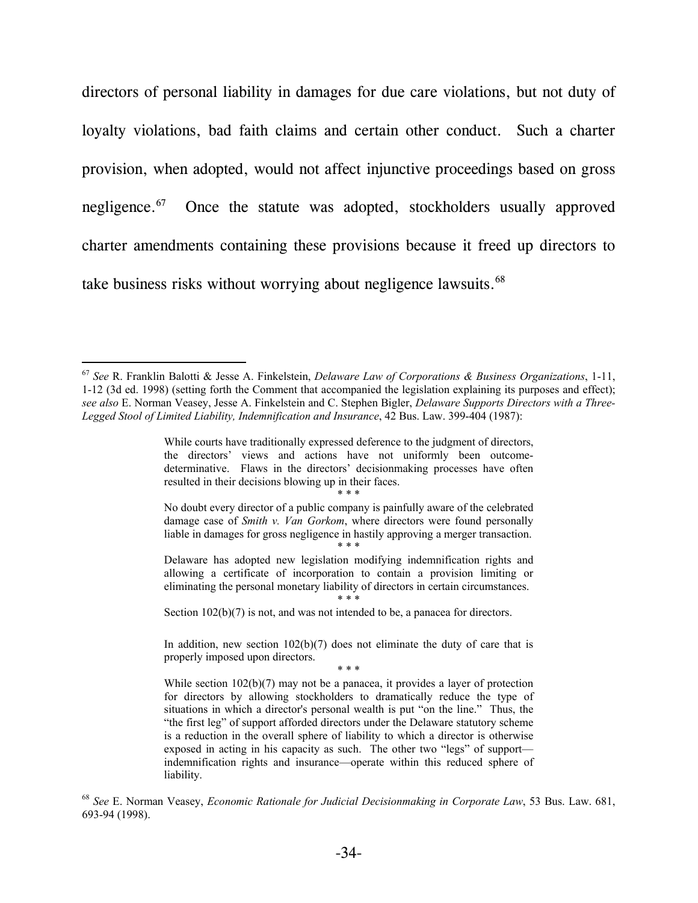directors of personal liability in damages for due care violations, but not duty of loyalty violations, bad faith claims and certain other conduct. Such a charter provision, when adopted, would not affect injunctive proceedings based on gross negligence.[67] Once the statute was adopted, stockholders usually approved charter amendments containing these provisions because it freed up directors to take business risks without worrying about negligence lawsuits.[68]

---

[67] *See* R. Franklin Balotti & Jesse A. Finkelstein, *Delaware Law of Corporations & Business Organizations*, 1-11, 1-12 (3d ed. 1998) (setting forth the Comment that accompanied the legislation explaining its purposes and effect); *see also* E. Norman Veasey, Jesse A. Finkelstein and C. Stephen Bigler, *Delaware Supports Directors with a Three-Legged Stool of Limited Liability, Indemnification and Insurance*, 42 Bus. Law. 399-404 (1987):

> While courts have traditionally expressed deference to the judgment of directors, the directors' views and actions have not uniformly been outcome-determinative. Flaws in the directors' decisionmaking processes have often resulted in their decisions blowing up in their faces.
>
> \* \* \*
>
> No doubt every director of a public company is painfully aware of the celebrated damage case of *Smith v. Van Gorkom*, where directors were found personally liable in damages for gross negligence in hastily approving a merger transaction.
>
> \* \* \*
>
> Delaware has adopted new legislation modifying indemnification rights and allowing a certificate of incorporation to contain a provision limiting or eliminating the personal monetary liability of directors in certain circumstances.
>
> \* \* \*
>
> Section 102(b)(7) is not, and was not intended to be, a panacea for directors.
>
> In addition, new section 102(b)(7) does not eliminate the duty of care that is properly imposed upon directors.
>
> \* \* \*
>
> While section 102(b)(7) may not be a panacea, it provides a layer of protection for directors by allowing stockholders to dramatically reduce the type of situations in which a director's personal wealth is put "on the line." Thus, the "the first leg" of support afforded directors under the Delaware statutory scheme is a reduction in the overall sphere of liability to which a director is otherwise exposed in acting in his capacity as such. The other two "legs" of support—indemnification rights and insurance—operate within this reduced sphere of liability.

[68] *See* E. Norman Veasey, *Economic Rationale for Judicial Decisionmaking in Corporate Law*, 53 Bus. Law. 681, 693-94 (1998).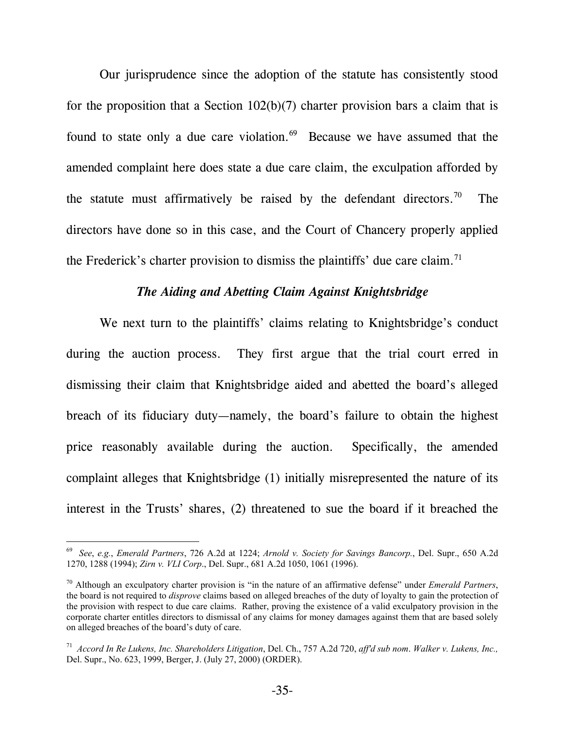Our jurisprudence since the adoption of the statute has consistently stood for the proposition that a Section 102(b)(7) charter provision bars a claim that is found to state only a due care violation.[69] Because we have assumed that the amended complaint here does state a due care claim, the exculpation afforded by the statute must affirmatively be raised by the defendant directors.[70] The directors have done so in this case, and the Court of Chancery properly applied the Frederick's charter provision to dismiss the plaintiffs' due care claim.[71]

### *The Aiding and Abetting Claim Against Knightsbridge*

We next turn to the plaintiffs' claims relating to Knightsbridge's conduct during the auction process. They first argue that the trial court erred in dismissing their claim that Knightsbridge aided and abetted the board's alleged breach of its fiduciary duty—namely, the board's failure to obtain the highest price reasonably available during the auction. Specifically, the amended complaint alleges that Knightsbridge (1) initially misrepresented the nature of its interest in the Trusts' shares, (2) threatened to sue the board if it breached the

---

[69] *See*, *e.g.*, *Emerald Partners*, 726 A.2d at 1224; *Arnold v. Society for Savings Bancorp.*, Del. Supr., 650 A.2d 1270, 1288 (1994); *Zirn v. VLI Corp*., Del. Supr., 681 A.2d 1050, 1061 (1996).

[70] Although an exculpatory charter provision is "in the nature of an affirmative defense" under *Emerald Partners*, the board is not required to *disprove* claims based on alleged breaches of the duty of loyalty to gain the protection of the provision with respect to due care claims. Rather, proving the existence of a valid exculpatory provision in the corporate charter entitles directors to dismissal of any claims for money damages against them that are based solely on alleged breaches of the board's duty of care.

[71] *Accord In Re Lukens, Inc. Shareholders Litigation*, Del. Ch., 757 A.2d 720, *aff'd sub nom. Walker v. Lukens, Inc.,* Del. Supr., No. 623, 1999, Berger, J. (July 27, 2000) (ORDER).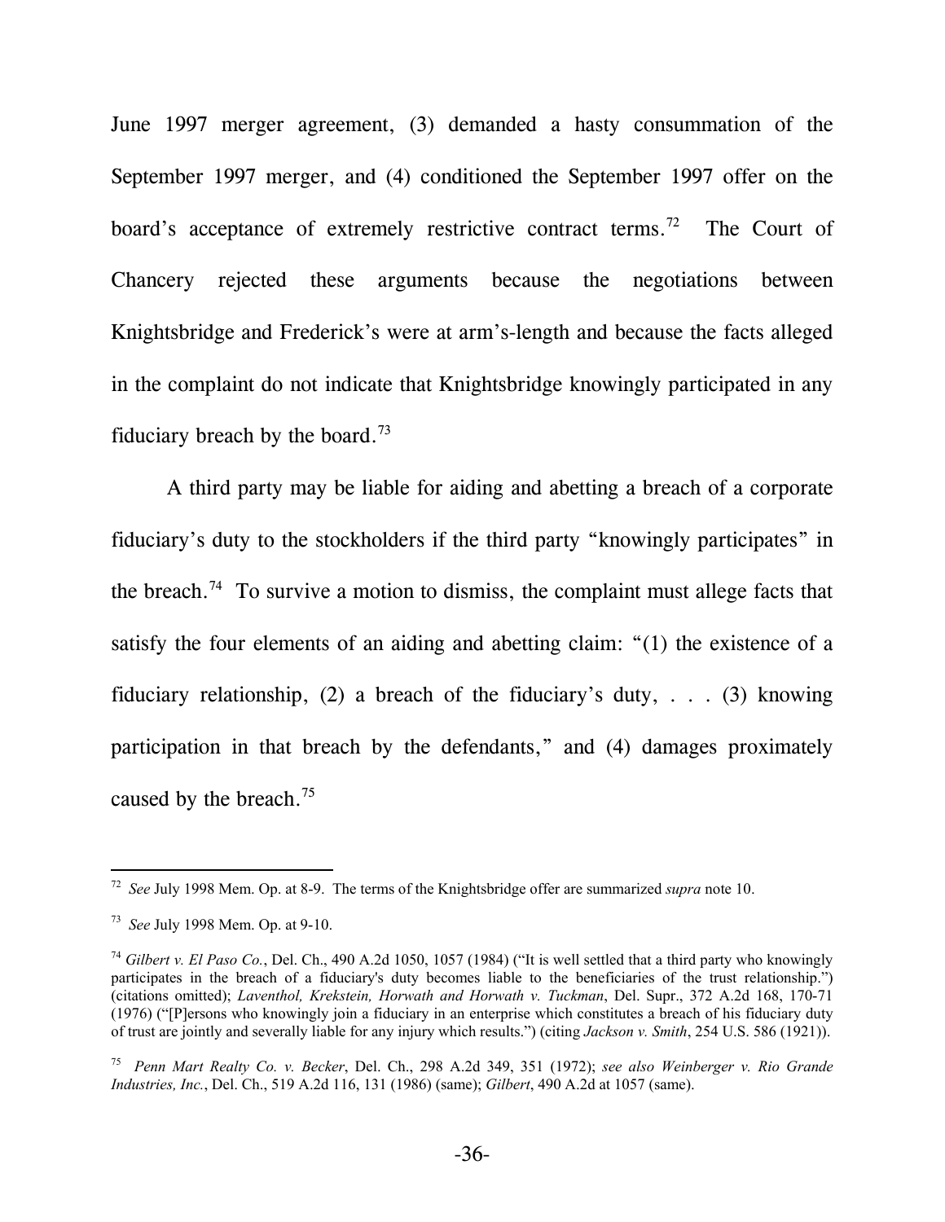June 1997 merger agreement, (3) demanded a hasty consummation of the September 1997 merger, and (4) conditioned the September 1997 offer on the board's acceptance of extremely restrictive contract terms.[72] The Court of Chancery rejected these arguments because the negotiations between Knightsbridge and Frederick's were at arm's-length and because the facts alleged in the complaint do not indicate that Knightsbridge knowingly participated in any fiduciary breach by the board.[73]

A third party may be liable for aiding and abetting a breach of a corporate fiduciary's duty to the stockholders if the third party "knowingly participates" in the breach.[74] To survive a motion to dismiss, the complaint must allege facts that satisfy the four elements of an aiding and abetting claim: "(1) the existence of a fiduciary relationship, (2) a breach of the fiduciary's duty, . . . (3) knowing participation in that breach by the defendants," and (4) damages proximately caused by the breach.[75]

---

[72] *See* July 1998 Mem. Op. at 8-9. The terms of the Knightsbridge offer are summarized *supra* note 10.

[73] *See* July 1998 Mem. Op. at 9-10.

[74] *Gilbert v. El Paso Co.*, Del. Ch., 490 A.2d 1050, 1057 (1984) ("It is well settled that a third party who knowingly participates in the breach of a fiduciary's duty becomes liable to the beneficiaries of the trust relationship.") (citations omitted); *Laventhol, Krekstein, Horwath and Horwath v. Tuckman*, Del. Supr., 372 A.2d 168, 170-71 (1976) ("[P]ersons who knowingly join a fiduciary in an enterprise which constitutes a breach of his fiduciary duty of trust are jointly and severally liable for any injury which results.") (citing *Jackson v. Smith*, 254 U.S. 586 (1921)).

[75] *Penn Mart Realty Co. v. Becker*, Del. Ch., 298 A.2d 349, 351 (1972); *see also Weinberger v. Rio Grande Industries, Inc.*, Del. Ch., 519 A.2d 116, 131 (1986) (same); *Gilbert*, 490 A.2d at 1057 (same).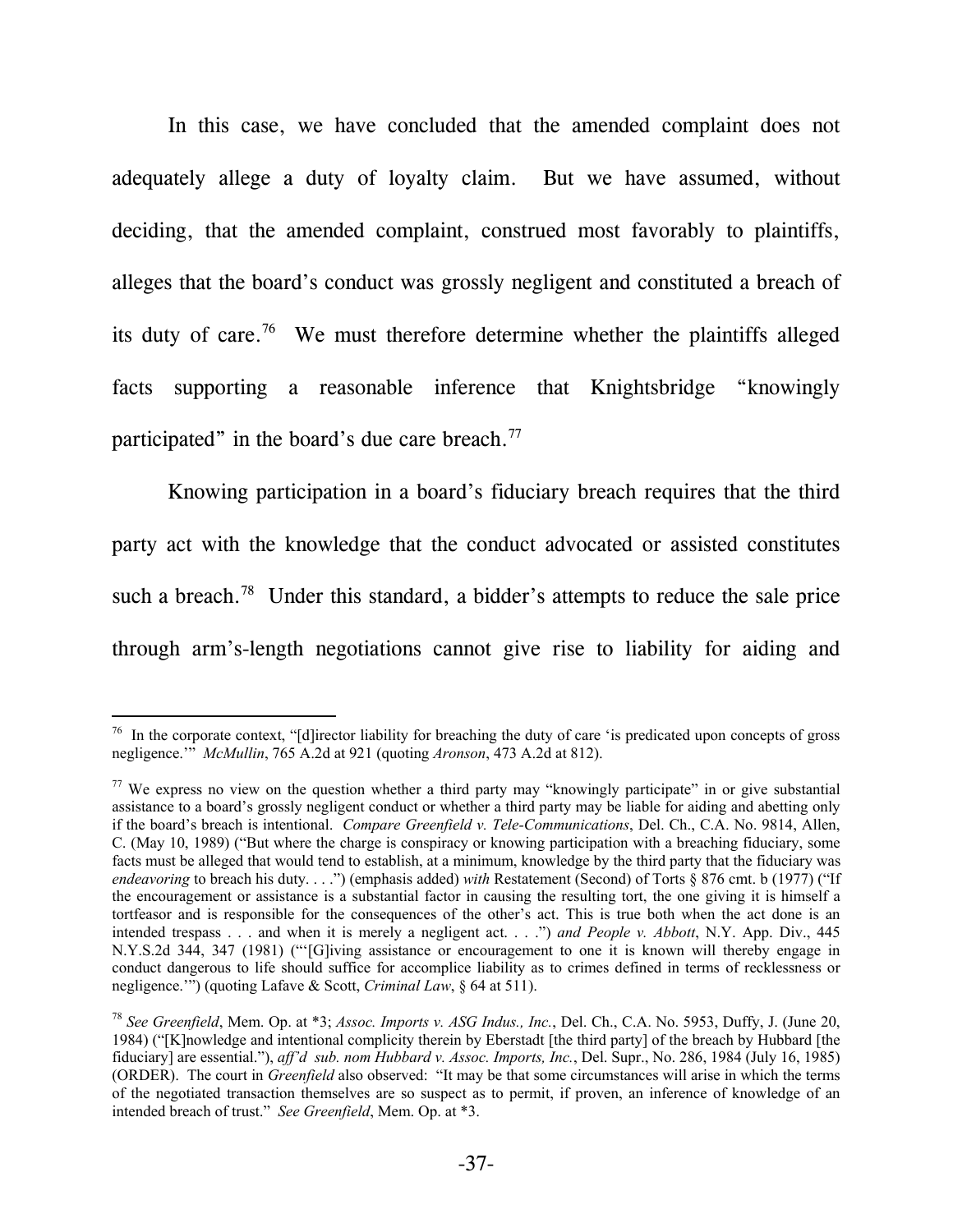In this case, we have concluded that the amended complaint does not adequately allege a duty of loyalty claim. But we have assumed, without deciding, that the amended complaint, construed most favorably to plaintiffs, alleges that the board's conduct was grossly negligent and constituted a breach of its duty of care.[76] We must therefore determine whether the plaintiffs alleged facts supporting a reasonable inference that Knightsbridge "knowingly participated" in the board's due care breach.[77]

Knowing participation in a board's fiduciary breach requires that the third party act with the knowledge that the conduct advocated or assisted constitutes such a breach.[78] Under this standard, a bidder's attempts to reduce the sale price through arm's-length negotiations cannot give rise to liability for aiding and

---

[76] In the corporate context, "[d]irector liability for breaching the duty of care 'is predicated upon concepts of gross negligence.'" *McMullin*, 765 A.2d at 921 (quoting *Aronson*, 473 A.2d at 812).

[77] We express no view on the question whether a third party may "knowingly participate" in or give substantial assistance to a board's grossly negligent conduct or whether a third party may be liable for aiding and abetting only if the board's breach is intentional. *Compare Greenfield v. Tele-Communications*, Del. Ch., C.A. No. 9814, Allen, C. (May 10, 1989) ("But where the charge is conspiracy or knowing participation with a breaching fiduciary, some facts must be alleged that would tend to establish, at a minimum, knowledge by the third party that the fiduciary was *endeavoring* to breach his duty. . . .") (emphasis added) *with* Restatement (Second) of Torts § 876 cmt. b (1977) ("If the encouragement or assistance is a substantial factor in causing the resulting tort, the one giving it is himself a tortfeasor and is responsible for the consequences of the other's act. This is true both when the act done is an intended trespass . . . and when it is merely a negligent act. . . .") *and People v. Abbott*, N.Y. App. Div., 445 N.Y.S.2d 344, 347 (1981) ("'[G]iving assistance or encouragement to one it is known will thereby engage in conduct dangerous to life should suffice for accomplice liability as to crimes defined in terms of recklessness or negligence.'") (quoting Lafave & Scott, *Criminal Law*, § 64 at 511).

[78] *See Greenfield*, Mem. Op. at *3; *Assoc. Imports v. ASG Indus., Inc.*, Del. Ch., C.A. No. 5953, Duffy, J. (June 20, 1984) ("[K]nowledge and intentional complicity therein by Eberstadt [the third party] of the breach by Hubbard [the fiduciary] are essential."), *aff'd sub. nom Hubbard v. Assoc. Imports, Inc.*, Del. Supr., No. 286, 1984 (July 16, 1985) (ORDER). The court in *Greenfield* also observed: "It may be that some circumstances will arise in which the terms of the negotiated transaction themselves are so suspect as to permit, if proven, an inference of knowledge of an intended breach of trust." *See Greenfield*, Mem. Op. at *3.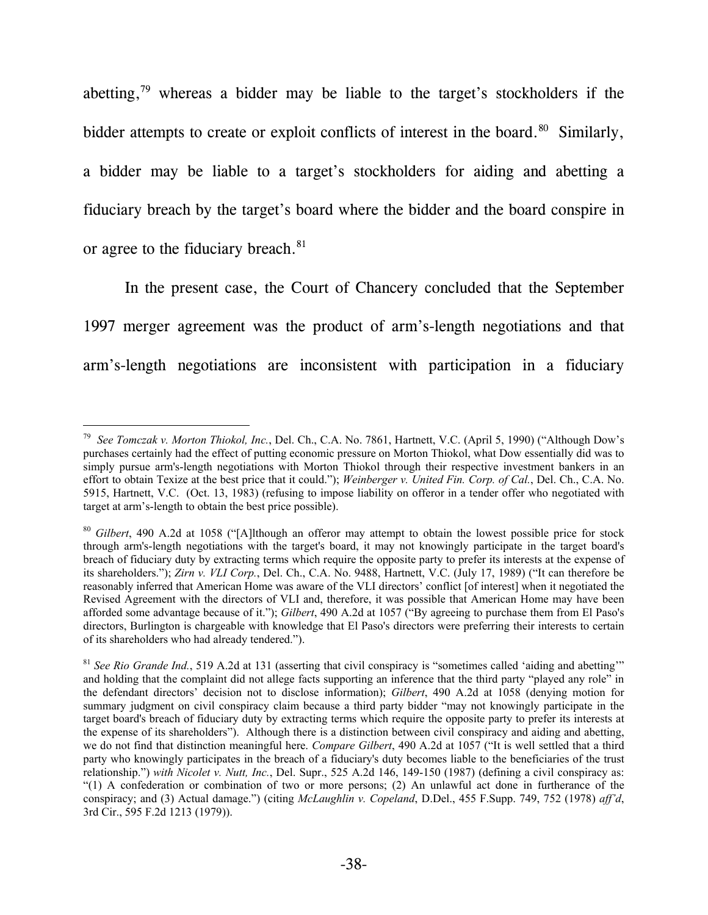abetting,[79] whereas a bidder may be liable to the target's stockholders if the bidder attempts to create or exploit conflicts of interest in the board.[80] Similarly, a bidder may be liable to a target's stockholders for aiding and abetting a fiduciary breach by the target's board where the bidder and the board conspire in or agree to the fiduciary breach.[81]

In the present case, the Court of Chancery concluded that the September 1997 merger agreement was the product of arm's-length negotiations and that arm's-length negotiations are inconsistent with participation in a fiduciary

---

[79] *See Tomczak v. Morton Thiokol, Inc.*, Del. Ch., C.A. No. 7861, Hartnett, V.C. (April 5, 1990) ("Although Dow's purchases certainly had the effect of putting economic pressure on Morton Thiokol, what Dow essentially did was to simply pursue arm's-length negotiations with Morton Thiokol through their respective investment bankers in an effort to obtain Texize at the best price that it could."); *Weinberger v. United Fin. Corp. of Cal.*, Del. Ch., C.A. No. 5915, Hartnett, V.C. (Oct. 13, 1983) (refusing to impose liability on offeror in a tender offer who negotiated with target at arm's-length to obtain the best price possible).

[80] *Gilbert*, 490 A.2d at 1058 ("[A]lthough an offeror may attempt to obtain the lowest possible price for stock through arm's-length negotiations with the target's board, it may not knowingly participate in the target board's breach of fiduciary duty by extracting terms which require the opposite party to prefer its interests at the expense of its shareholders."); *Zirn v. VLI Corp.*, Del. Ch., C.A. No. 9488, Hartnett, V.C. (July 17, 1989) ("It can therefore be reasonably inferred that American Home was aware of the VLI directors' conflict [of interest] when it negotiated the Revised Agreement with the directors of VLI and, therefore, it was possible that American Home may have been afforded some advantage because of it."); *Gilbert*, 490 A.2d at 1057 ("By agreeing to purchase them from El Paso's directors, Burlington is chargeable with knowledge that El Paso's directors were preferring their interests to certain of its shareholders who had already tendered.").

[81] *See Rio Grande Ind.*, 519 A.2d at 131 (asserting that civil conspiracy is "sometimes called 'aiding and abetting'" and holding that the complaint did not allege facts supporting an inference that the third party "played any role" in the defendant directors' decision not to disclose information); *Gilbert*, 490 A.2d at 1058 (denying motion for summary judgment on civil conspiracy claim because a third party bidder "may not knowingly participate in the target board's breach of fiduciary duty by extracting terms which require the opposite party to prefer its interests at the expense of its shareholders"). Although there is a distinction between civil conspiracy and aiding and abetting, we do not find that distinction meaningful here. *Compare Gilbert*, 490 A.2d at 1057 ("It is well settled that a third party who knowingly participates in the breach of a fiduciary's duty becomes liable to the beneficiaries of the trust relationship.") *with Nicolet v. Nutt, Inc.*, Del. Supr., 525 A.2d 146, 149-150 (1987) (defining a civil conspiracy as: "(1) A confederation or combination of two or more persons; (2) An unlawful act done in furtherance of the conspiracy; and (3) Actual damage.") (citing *McLaughlin v. Copeland*, D.Del., 455 F.Supp. 749, 752 (1978) *aff'd*, 3rd Cir., 595 F.2d 1213 (1979)).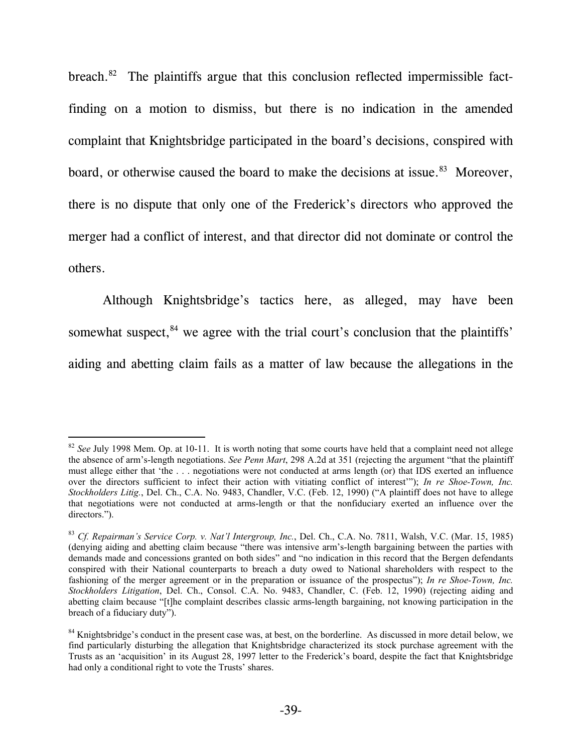breach.[82] The plaintiffs argue that this conclusion reflected impermissible fact-finding on a motion to dismiss, but there is no indication in the amended complaint that Knightsbridge participated in the board's decisions, conspired with board, or otherwise caused the board to make the decisions at issue.[83] Moreover, there is no dispute that only one of the Frederick's directors who approved the merger had a conflict of interest, and that director did not dominate or control the others.

Although Knightsbridge's tactics here, as alleged, may have been somewhat suspect,[84] we agree with the trial court's conclusion that the plaintiffs' aiding and abetting claim fails as a matter of law because the allegations in the

---

[82] *See* July 1998 Mem. Op. at 10-11. It is worth noting that some courts have held that a complaint need not allege the absence of arm's-length negotiations. *See Penn Mart*, 298 A.2d at 351 (rejecting the argument "that the plaintiff must allege either that 'the . . . negotiations were not conducted at arms length (or) that IDS exerted an influence over the directors sufficient to infect their action with vitiating conflict of interest'"); *In re Shoe-Town, Inc. Stockholders Litig.*, Del. Ch., C.A. No. 9483, Chandler, V.C. (Feb. 12, 1990) ("A plaintiff does not have to allege that negotiations were not conducted at arms-length or that the nonfiduciary exerted an influence over the directors.").

[83] *Cf. Repairman's Service Corp. v. Nat'l Intergroup, Inc.*, Del. Ch., C.A. No. 7811, Walsh, V.C. (Mar. 15, 1985) (denying aiding and abetting claim because "there was intensive arm's-length bargaining between the parties with demands made and concessions granted on both sides" and "no indication in this record that the Bergen defendants conspired with their National counterparts to breach a duty owed to National shareholders with respect to the fashioning of the merger agreement or in the preparation or issuance of the prospectus"); *In re Shoe-Town, Inc. Stockholders Litigation*, Del. Ch., Consol. C.A. No. 9483, Chandler, C. (Feb. 12, 1990) (rejecting aiding and abetting claim because "[t]he complaint describes classic arms-length bargaining, not knowing participation in the breach of a fiduciary duty").

[84] Knightsbridge's conduct in the present case was, at best, on the borderline. As discussed in more detail below, we find particularly disturbing the allegation that Knightsbridge characterized its stock purchase agreement with the Trusts as an 'acquisition' in its August 28, 1997 letter to the Frederick's board, despite the fact that Knightsbridge had only a conditional right to vote the Trusts' shares.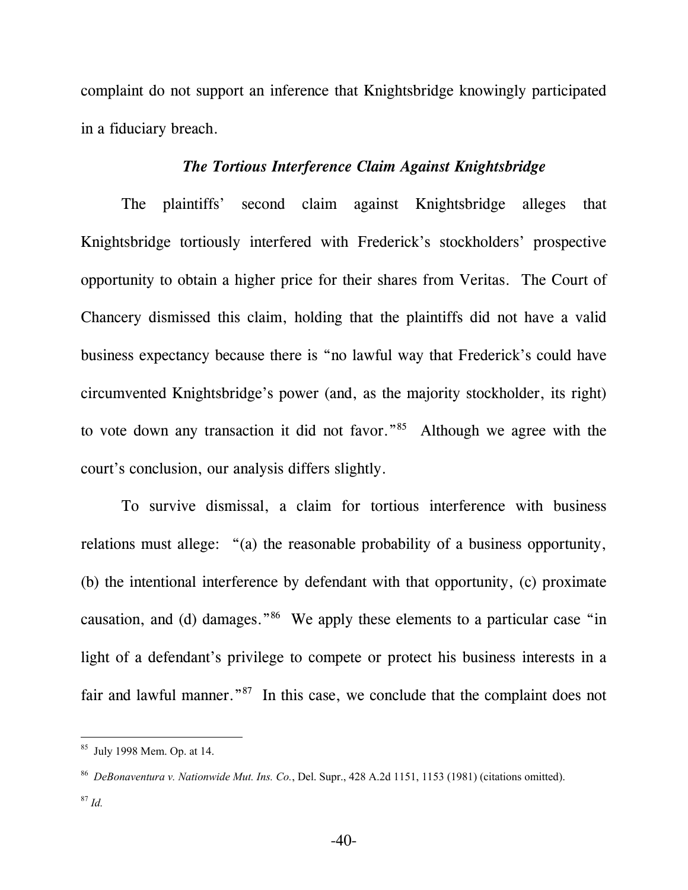complaint do not support an inference that Knightsbridge knowingly participated in a fiduciary breach.

### *The Tortious Interference Claim Against Knightsbridge*

The plaintiffs' second claim against Knightsbridge alleges that Knightsbridge tortiously interfered with Frederick's stockholders' prospective opportunity to obtain a higher price for their shares from Veritas. The Court of Chancery dismissed this claim, holding that the plaintiffs did not have a valid business expectancy because there is "no lawful way that Frederick's could have circumvented Knightsbridge's power (and, as the majority stockholder, its right) to vote down any transaction it did not favor."[85] Although we agree with the court's conclusion, our analysis differs slightly.

To survive dismissal, a claim for tortious interference with business relations must allege: "(a) the reasonable probability of a business opportunity, (b) the intentional interference by defendant with that opportunity, (c) proximate causation, and (d) damages."[86] We apply these elements to a particular case "in light of a defendant's privilege to compete or protect his business interests in a fair and lawful manner."[87] In this case, we conclude that the complaint does not

---

[85] July 1998 Mem. Op. at 14.

[86] *DeBonaventura v. Nationwide Mut. Ins. Co.*, Del. Supr., 428 A.2d 1151, 1153 (1981) (citations omitted).

[87] *Id.*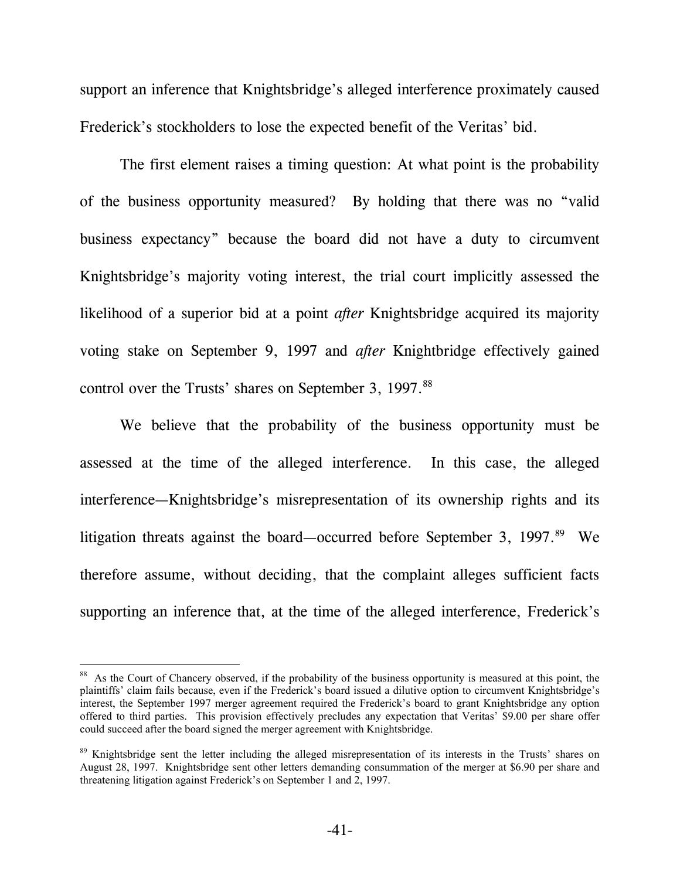support an inference that Knightsbridge's alleged interference proximately caused Frederick's stockholders to lose the expected benefit of the Veritas' bid.

The first element raises a timing question: At what point is the probability of the business opportunity measured? By holding that there was no "valid business expectancy" because the board did not have a duty to circumvent Knightsbridge's majority voting interest, the trial court implicitly assessed the likelihood of a superior bid at a point *after* Knightsbridge acquired its majority voting stake on September 9, 1997 and *after* Knightbridge effectively gained control over the Trusts' shares on September 3, 1997.[88]

We believe that the probability of the business opportunity must be assessed at the time of the alleged interference. In this case, the alleged interference—Knightsbridge's misrepresentation of its ownership rights and its litigation threats against the board—occurred before September 3, 1997.[89] We therefore assume, without deciding, that the complaint alleges sufficient facts supporting an inference that, at the time of the alleged interference, Frederick's

---

[88] As the Court of Chancery observed, if the probability of the business opportunity is measured at this point, the plaintiffs' claim fails because, even if the Frederick's board issued a dilutive option to circumvent Knightsbridge's interest, the September 1997 merger agreement required the Frederick's board to grant Knightsbridge any option offered to third parties. This provision effectively precludes any expectation that Veritas' $9.00 per share offer could succeed after the board signed the merger agreement with Knightsbridge.

[89] Knightsbridge sent the letter including the alleged misrepresentation of its interests in the Trusts' shares on August 28, 1997. Knightsbridge sent other letters demanding consummation of the merger at $6.90 per share and threatening litigation against Frederick's on September 1 and 2, 1997.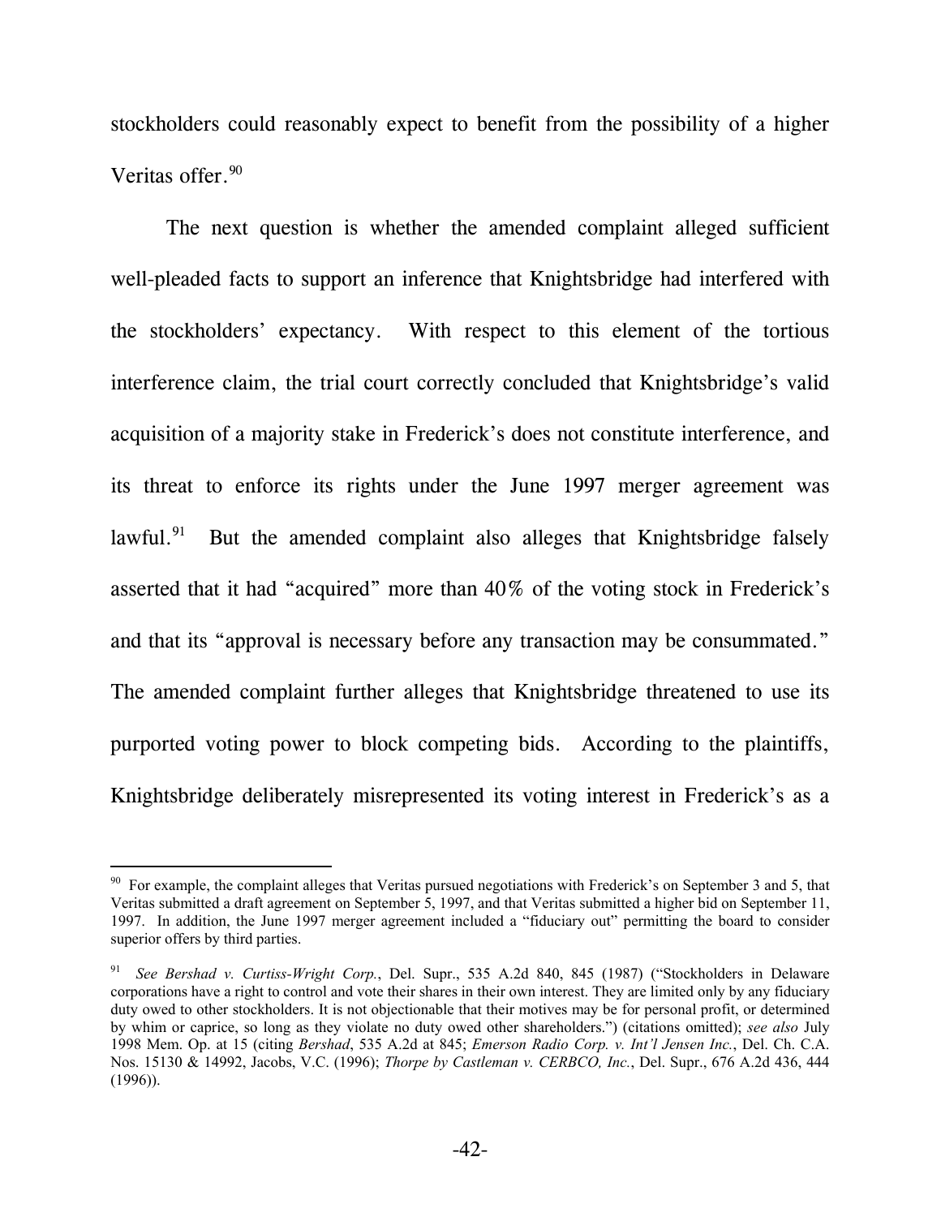stockholders could reasonably expect to benefit from the possibility of a higher Veritas offer.[90]

The next question is whether the amended complaint alleged sufficient well-pleaded facts to support an inference that Knightsbridge had interfered with the stockholders' expectancy. With respect to this element of the tortious interference claim, the trial court correctly concluded that Knightsbridge's valid acquisition of a majority stake in Frederick's does not constitute interference, and its threat to enforce its rights under the June 1997 merger agreement was lawful.[91] But the amended complaint also alleges that Knightsbridge falsely asserted that it had "acquired" more than 40% of the voting stock in Frederick's and that its "approval is necessary before any transaction may be consummated." The amended complaint further alleges that Knightsbridge threatened to use its purported voting power to block competing bids. According to the plaintiffs, Knightsbridge deliberately misrepresented its voting interest in Frederick's as a

---

[90] For example, the complaint alleges that Veritas pursued negotiations with Frederick's on September 3 and 5, that Veritas submitted a draft agreement on September 5, 1997, and that Veritas submitted a higher bid on September 11, 1997. In addition, the June 1997 merger agreement included a "fiduciary out" permitting the board to consider superior offers by third parties.

[91] *See Bershad v. Curtiss-Wright Corp.*, Del. Supr., 535 A.2d 840, 845 (1987) ("Stockholders in Delaware corporations have a right to control and vote their shares in their own interest. They are limited only by any fiduciary duty owed to other stockholders. It is not objectionable that their motives may be for personal profit, or determined by whim or caprice, so long as they violate no duty owed other shareholders.") (citations omitted); *see also* July 1998 Mem. Op. at 15 (citing *Bershad*, 535 A.2d at 845; *Emerson Radio Corp. v. Int'l Jensen Inc.*, Del. Ch. C.A. Nos. 15130 & 14992, Jacobs, V.C. (1996); *Thorpe by Castleman v. CERBCO, Inc.*, Del. Supr., 676 A.2d 436, 444 (1996)).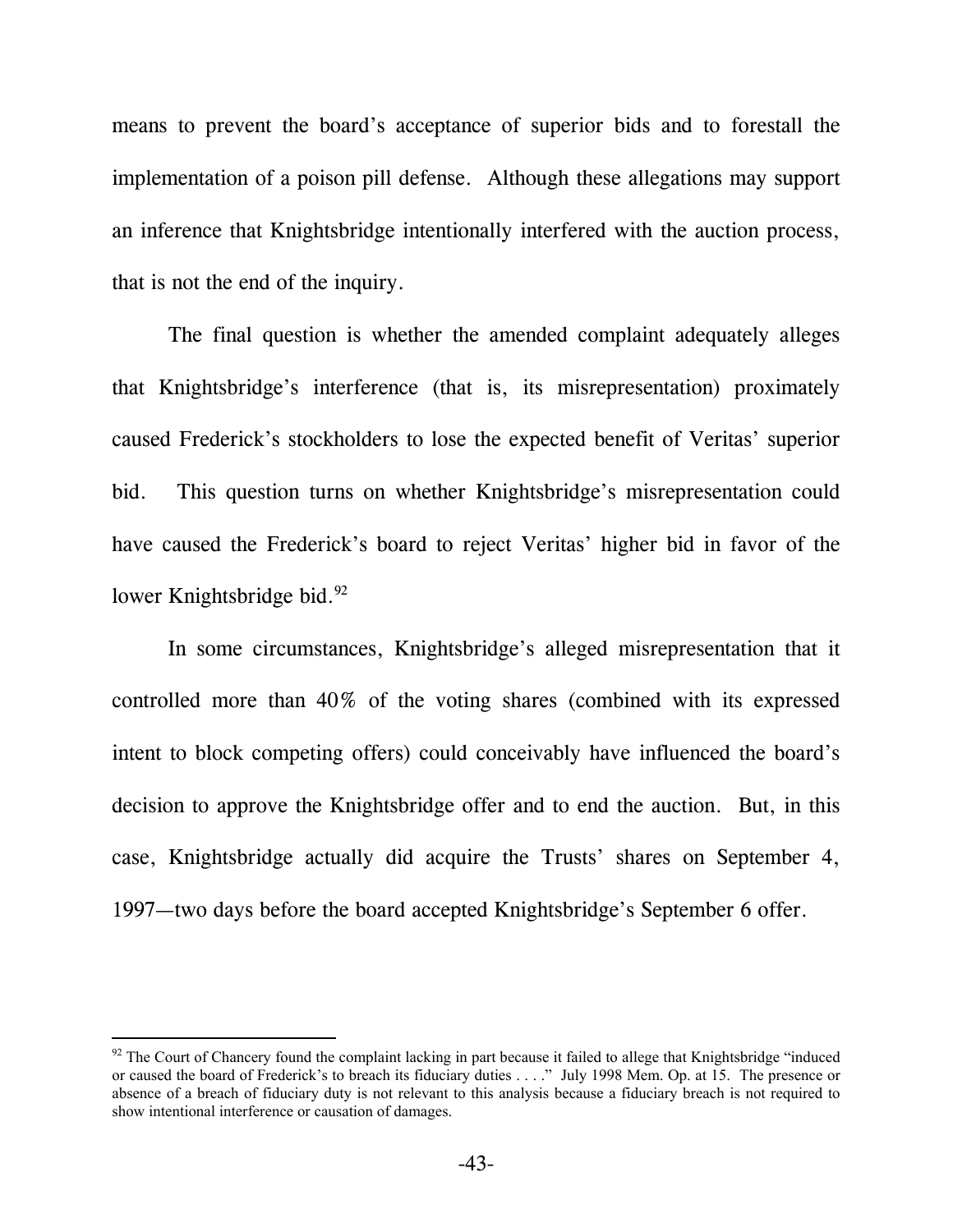means to prevent the board's acceptance of superior bids and to forestall the implementation of a poison pill defense. Although these allegations may support an inference that Knightsbridge intentionally interfered with the auction process, that is not the end of the inquiry.

The final question is whether the amended complaint adequately alleges that Knightsbridge's interference (that is, its misrepresentation) proximately caused Frederick's stockholders to lose the expected benefit of Veritas' superior bid. This question turns on whether Knightsbridge's misrepresentation could have caused the Frederick's board to reject Veritas' higher bid in favor of the lower Knightsbridge bid.[92]

In some circumstances, Knightsbridge's alleged misrepresentation that it controlled more than 40% of the voting shares (combined with its expressed intent to block competing offers) could conceivably have influenced the board's decision to approve the Knightsbridge offer and to end the auction. But, in this case, Knightsbridge actually did acquire the Trusts' shares on September 4, 1997—two days before the board accepted Knightsbridge's September 6 offer.

---

[92] The Court of Chancery found the complaint lacking in part because it failed to allege that Knightsbridge "induced or caused the board of Frederick's to breach its fiduciary duties . . . ." July 1998 Mem. Op. at 15. The presence or absence of a breach of fiduciary duty is not relevant to this analysis because a fiduciary breach is not required to show intentional interference or causation of damages.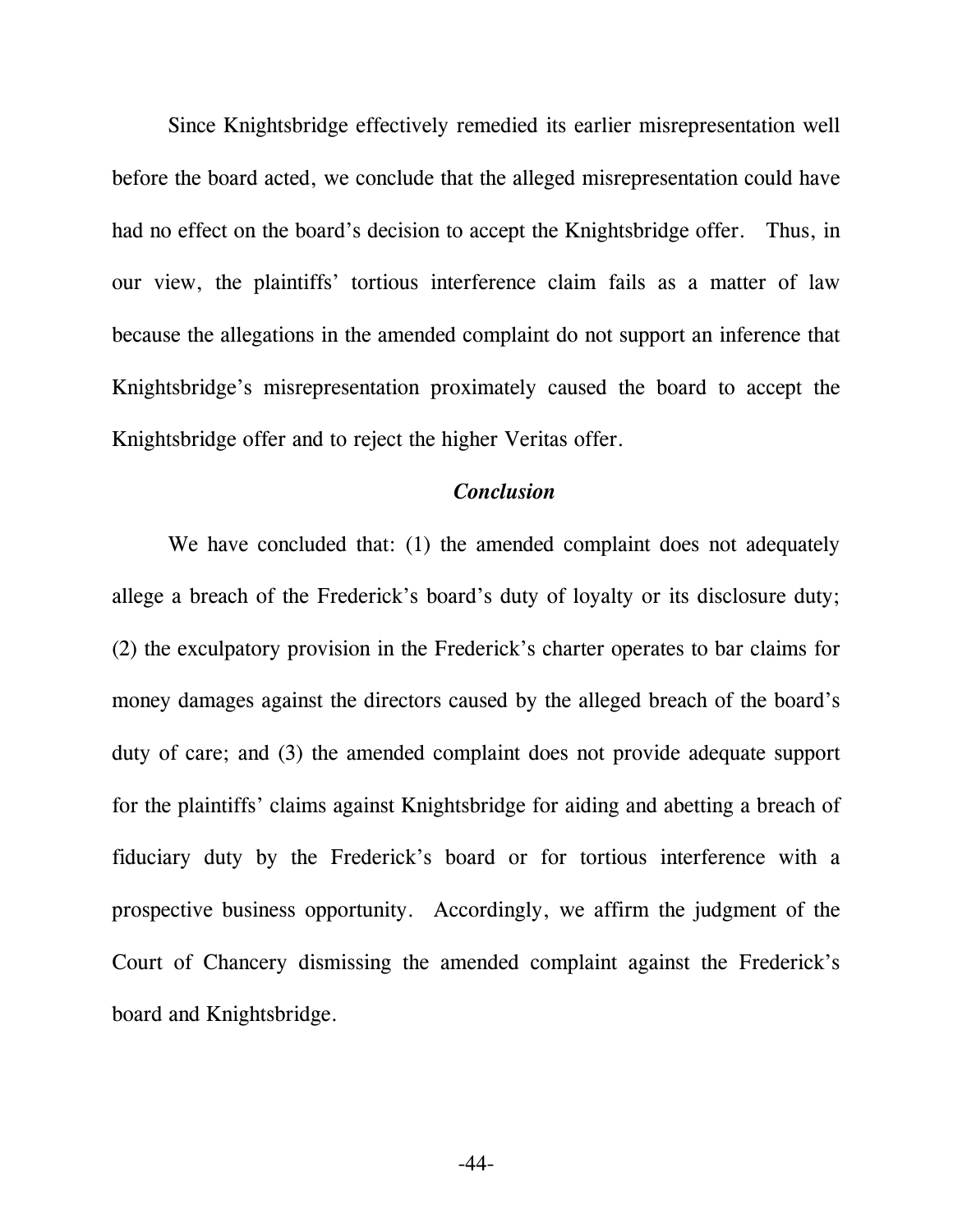Since Knightsbridge effectively remedied its earlier misrepresentation well before the board acted, we conclude that the alleged misrepresentation could have had no effect on the board's decision to accept the Knightsbridge offer. Thus, in our view, the plaintiffs' tortious interference claim fails as a matter of law because the allegations in the amended complaint do not support an inference that Knightsbridge's misrepresentation proximately caused the board to accept the Knightsbridge offer and to reject the higher Veritas offer.

### *Conclusion*

We have concluded that: (1) the amended complaint does not adequately allege a breach of the Frederick's board's duty of loyalty or its disclosure duty; (2) the exculpatory provision in the Frederick's charter operates to bar claims for money damages against the directors caused by the alleged breach of the board's duty of care; and (3) the amended complaint does not provide adequate support for the plaintiffs' claims against Knightsbridge for aiding and abetting a breach of fiduciary duty by the Frederick's board or for tortious interference with a prospective business opportunity. Accordingly, we affirm the judgment of the Court of Chancery dismissing the amended complaint against the Frederick's board and Knightsbridge.